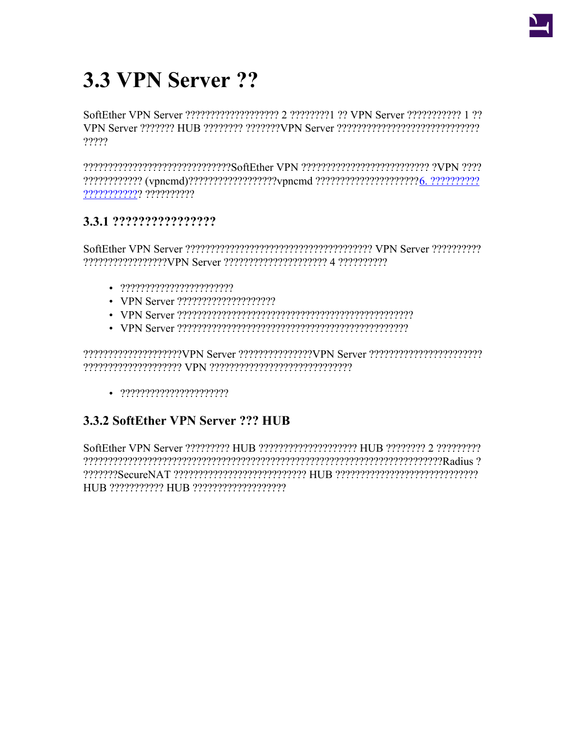# 3.3 VPN Server ??

SoftEther VPN Server ??????????????????? 2 ????????1 ?? VPN Server ??????????? 1 ?? VPN Server ??????? HUB ???????? ???????VPN Server ????????????????????????????? ?????

??????????????????????????????SoftEther VPN ?????????????????????????? ?VPN ???? ???????????? (vpncmd)??????????????????vpncmd ?????????????????????6. ?????????? ????????????? ??????????

## 3.3.1 ????????????????

SoftEther VPN Server ?????????????????????????????????????? VPN Server ?????????? ?????????????????VPN Server ????????????????????? 4 ??????????

- ????????????????????????
- VPN Server ????????????????????
- VPN Server ????????????????????????????????????????????????
- VPN Server ???????????????????????????????????????????????

????????????????????VPN Server ???????????????VPN Server ??????????????????????? ???????????????????? VPN ?????????????????????????????

- ??????????????????????

## 3.3.2 SoftEther VPN Server ??? HUB

SoftEther VPN Server ????????? HUB ????????????????????? HUB ???????? 2 ????????? ??????????????????????????????????????????????????????????????????????????Radius ? ???????SecureNAT ??????????????????????????? HUB ????????????????????????????? HUB ??????????? HUB ???????????????????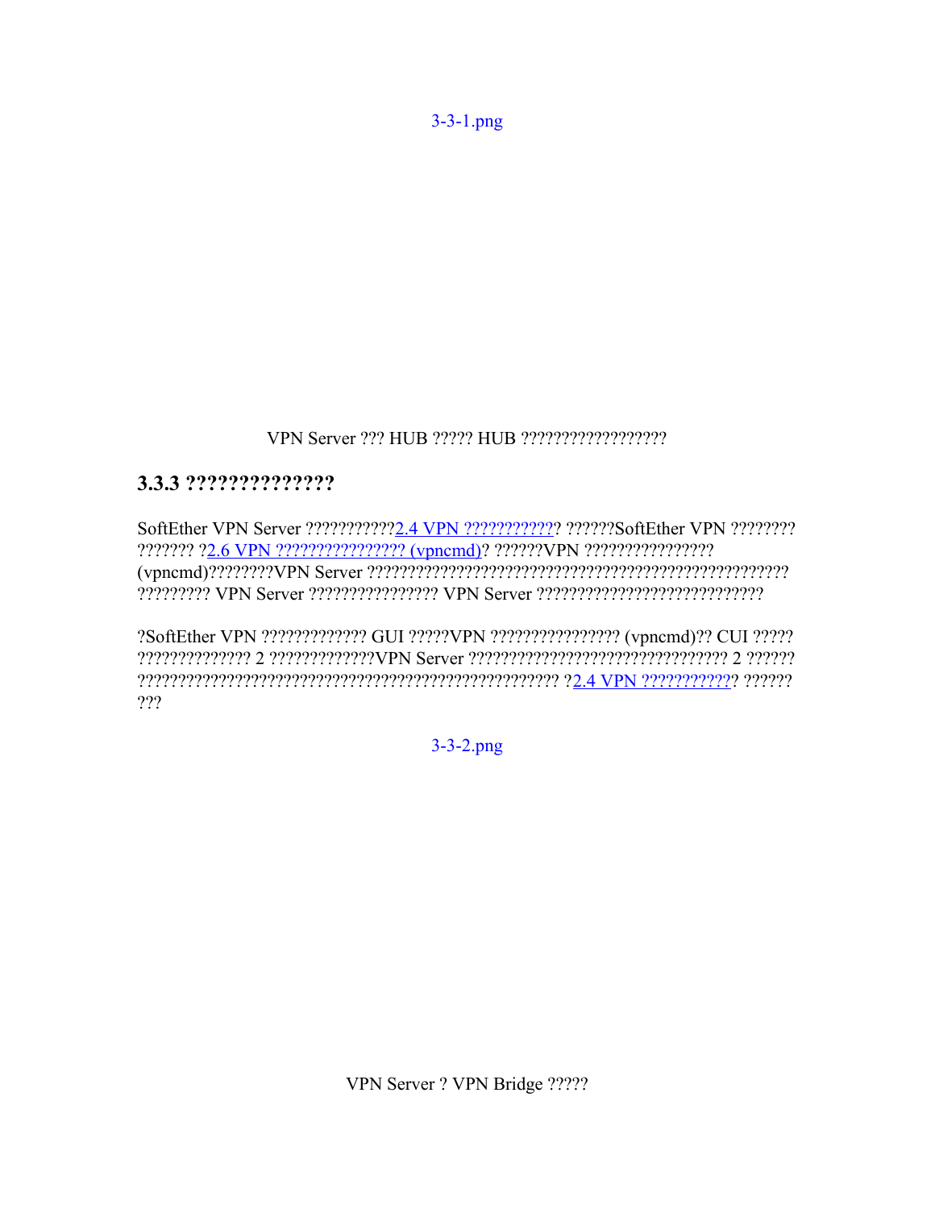3-3-1.png

VPN Server ??? HUB ????? HUB ?????????????????

### 3.3.3 ?????????????

SoftEther VPN Server ???????????2.4 VPN ??????????? ??????SoftEther VPN ???????? ??????? ?2.6 VPN ??????????????? (vpncmd)? ??????VPN ???????????????? (vpncmd)????????VPN Server ??????????????????????????????????????????????????? ????????? VPN Server ???????????????? VPN Server ????????????????????????????

?SoftEther VPN ????????????? GUI ?????VPN ???????????????? (vpncmd)?? CUI ????? ?????????????? 2 ?????????????VPN Server ???????????????????????????????? 2 ?????? ???????????????????????????????????????????????????? ?2.4 VPN ???????????? ?????? ???

3-3-2.png

VPN Server ? VPN Bridge ?????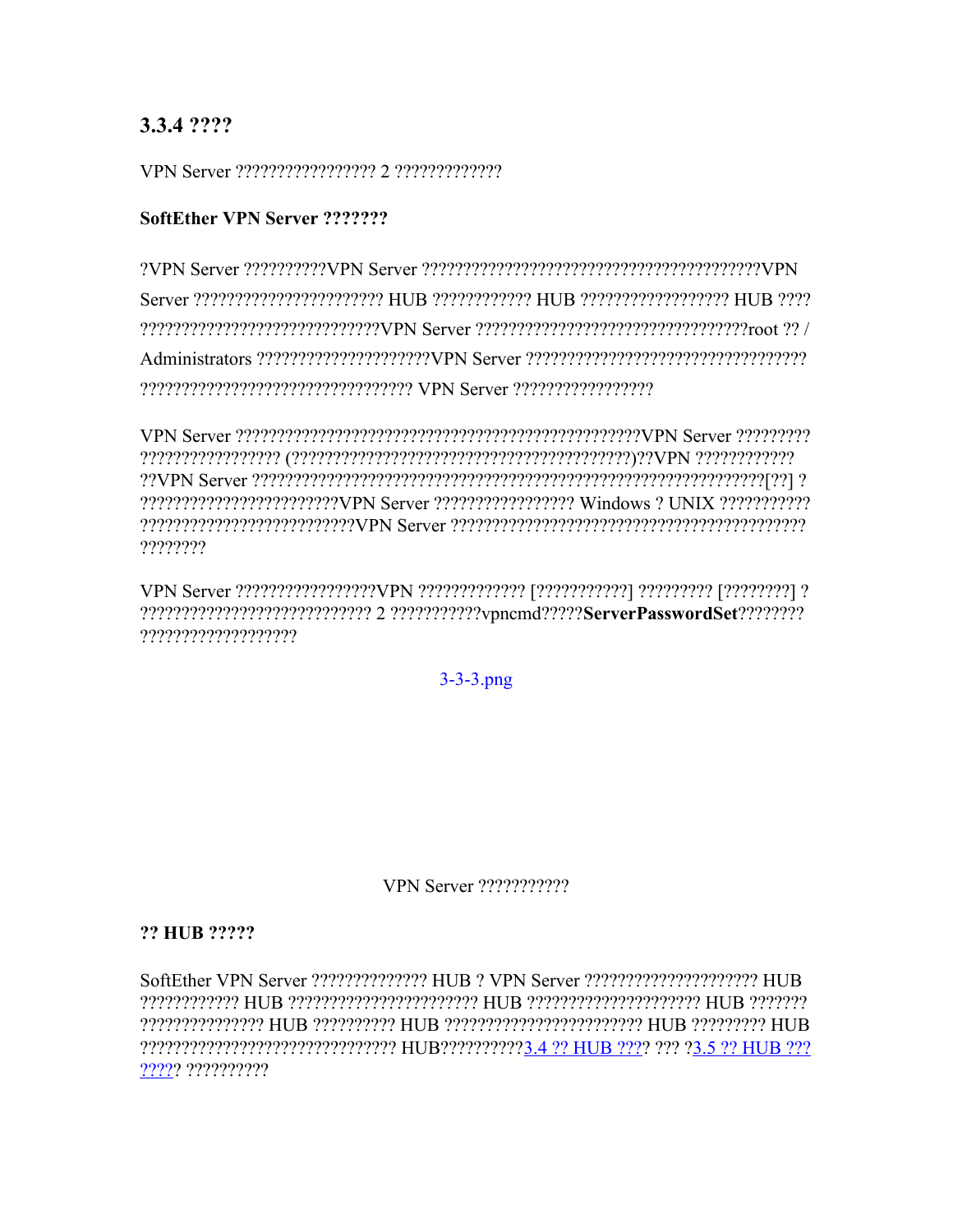### 3.3.4 ????

VPN Server ????????????????? 2 ?????????????

**SoftEther VPN Server ???????**

?VPN Server ??????????VPN Server ?????????????????????????????????????????VPN Server ??????????????????????? HUB ???????????? HUB ?????????????????? HUB ????????????????????????????????VPN Server ?????????????????????????????????root ?? / Administrators ?????????????????????VPN Server ?????????????????????????????????? ????????????????????????????????? VPN Server ?????????????????

VPN Server ?????????????????????????????????????????????????VPN Server ????????? ????????????????? (?????????????????????????????????????????)??VPN ???????????? ??VPN Server ??????????????????????????????????????????????????????????????[??] ? ????????????????????????VPN Server ????????????????? Windows ? UNIX ??????????? ??????????????????????????VPN Server ???????????????????????????????????????????? ????????

VPN Server ?????????????????VPN ????????????? [???????????] ????????? [????????] ? ???????????????????????????? 2 ???????????vpncmd?????**ServerPasswordSet**???????? ???????????????????

3-3-3.png

VPN Server ???????????

**?? HUB ?????**

SoftEther VPN Server ?????????????? HUB ? VPN Server ????????????????????? HUB ???????????? HUB ??????????????????????? HUB ????????????????????? HUB ??????? ??????????????? HUB ?????????? HUB ???????????????????????? HUB ????????? HUB ???????????????????????????????? HUB??????????3.4 ?? HUB ???? ??? ?3.5 ?? HUB ??? ?????? ??????????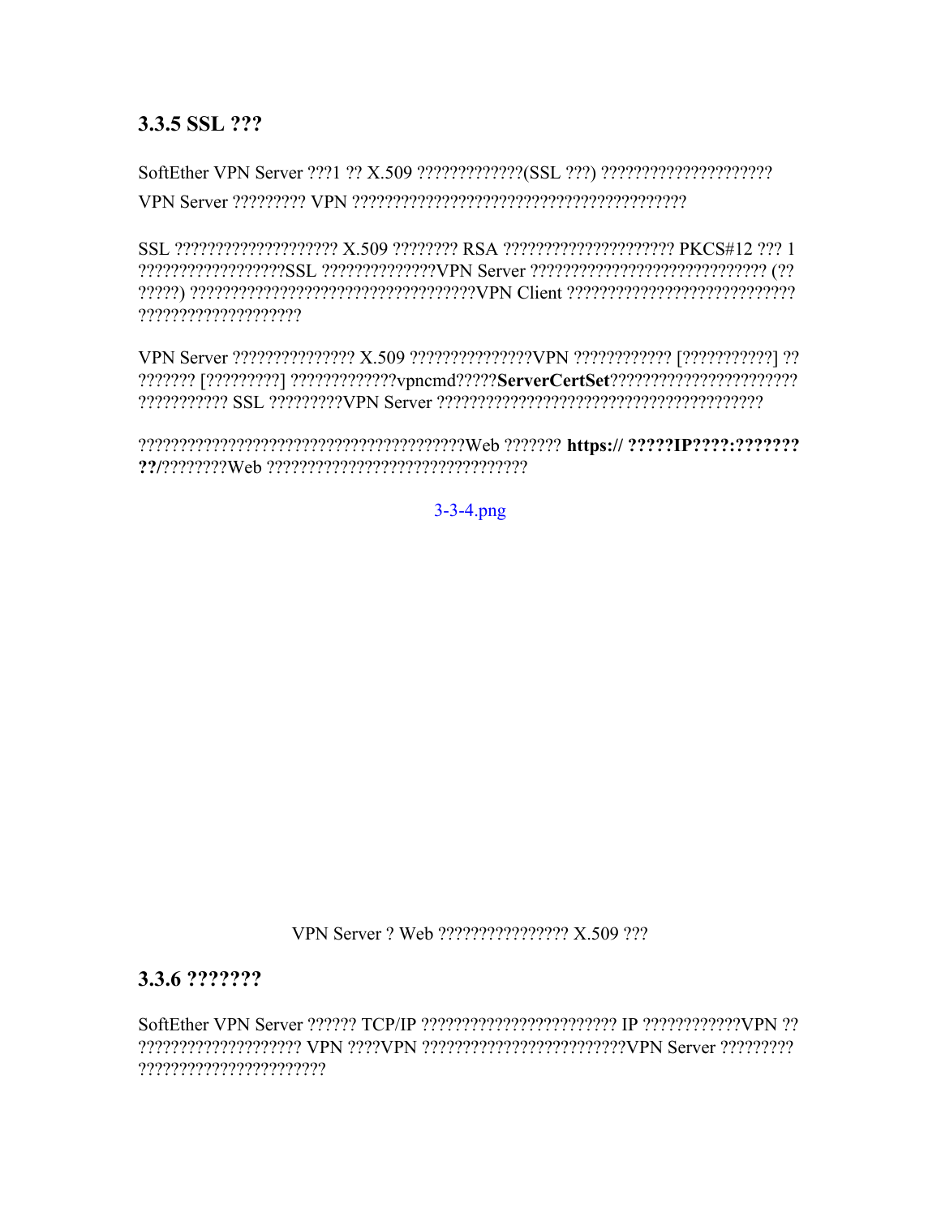### 3.3.5 SSL ???

SoftEther VPN Server ???1 ?? X.509 ?????????????(SSL ???) ????????????????????? VPN Server ????????? VPN ?????????????????????????????????????????

SSL ???????????????????? X.509 ???????? RSA ????????????????????? PKCS#12 ??? 1 ??????????????????SSL ??????????????VPN Server ????????????????????????????? (?? ?????) ???????????????????????????????????VPN Client ???????????????????????????? ????????????????????

VPN Server ??????????????? X.509 ???????????????VPN ???????????? [???????????] ?? ??????? [?????????] ?????????????vpncmd?????**ServerCertSet**?????????????????????? ??????????? SSL ?????????VPN Server ????????????????????????????????????????

?????????????????????????????????????????Web ??????? **https:// ?????IP????:??????? ??/**????????Web ????????????????????????????????

3-3-4.png

VPN Server ? Web ???????????????? X.509 ???

### 3.3.6 ???????

SoftEther VPN Server ?????? TCP/IP ???????????????????????? IP ????????????VPN ?? ???????????????????? VPN ????VPN ?????????????????????????VPN Server ????????? ???????????????????????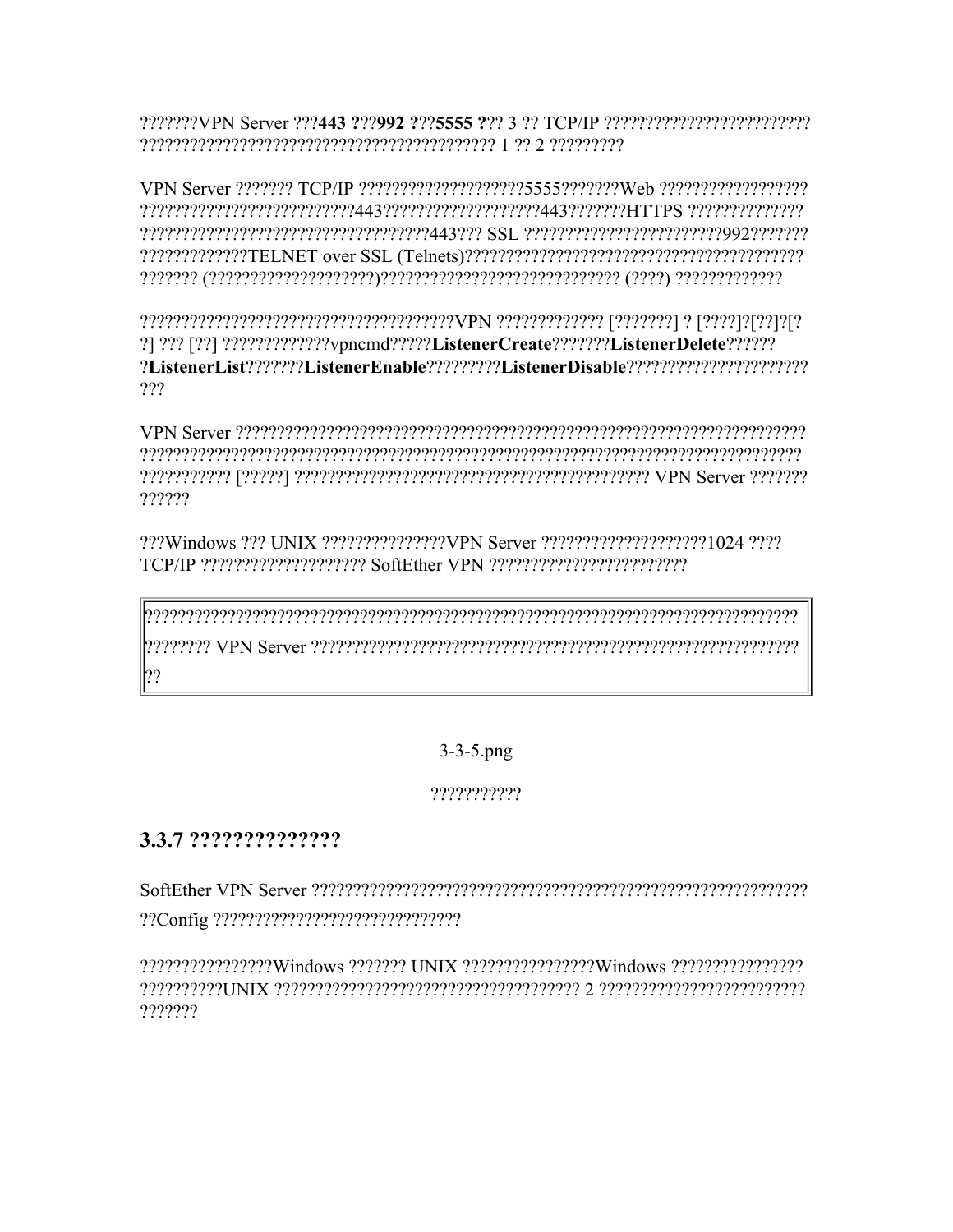???????VPN Server ???**443 ?**??**992 ?**??**5555 ?**?? 3 ?? TCP/IP ??????????????????????????????????????????????????????????????????????? 1 ?? 2 ?????????

VPN Server ??????? TCP/IP ????????????????????5555???????Web ??????????????????????????????????????????????443??????????????????443???????HTTPS ?????????????????????????????????????????????????443??? SSL ?????????????????????????992????????????????????TELNET over SSL (Telnets)??????????????????????????????????????????? (????????????????????)??????????????????????????????? (????) ?????????????

???????????????????????????????????????VPN ????????????? [???????] ? [????]?[??]?[??] ??? [??] ?????????????vpncmd?????**ListenerCreate**???????**ListenerDelete**???????**ListenerList**???????**ListenerEnable**?????????**ListenerDisable**?????????????????????????

VPN Server ???????????????????????????????????????????????????????????????????????????????????????????????????????????????????????????????????????????????????????? [?????] ??????????????????????????????????????????? VPN Server ?????????????

???Windows ??? UNIX ???????????????VPN Server ????????????????????1024 ???? TCP/IP ???????????????????? SoftEther VPN ????????????????????????

| |
|---|
| ??????????????????????????????????????????????????????????????????????????????? VPN Server ??????????????????????????????????????????????????????????????? |

3-3-5.png

???????????

### 3.3.7 ??????????????

SoftEther VPN Server ?????????????????????????????????????????????????????????????Config ??????????????????????????????

????????????????Windows ??????? UNIX ????????????????Windows ??????????????????????????UNIX ?????????????????????????????????????? 2 ???????????????????????????????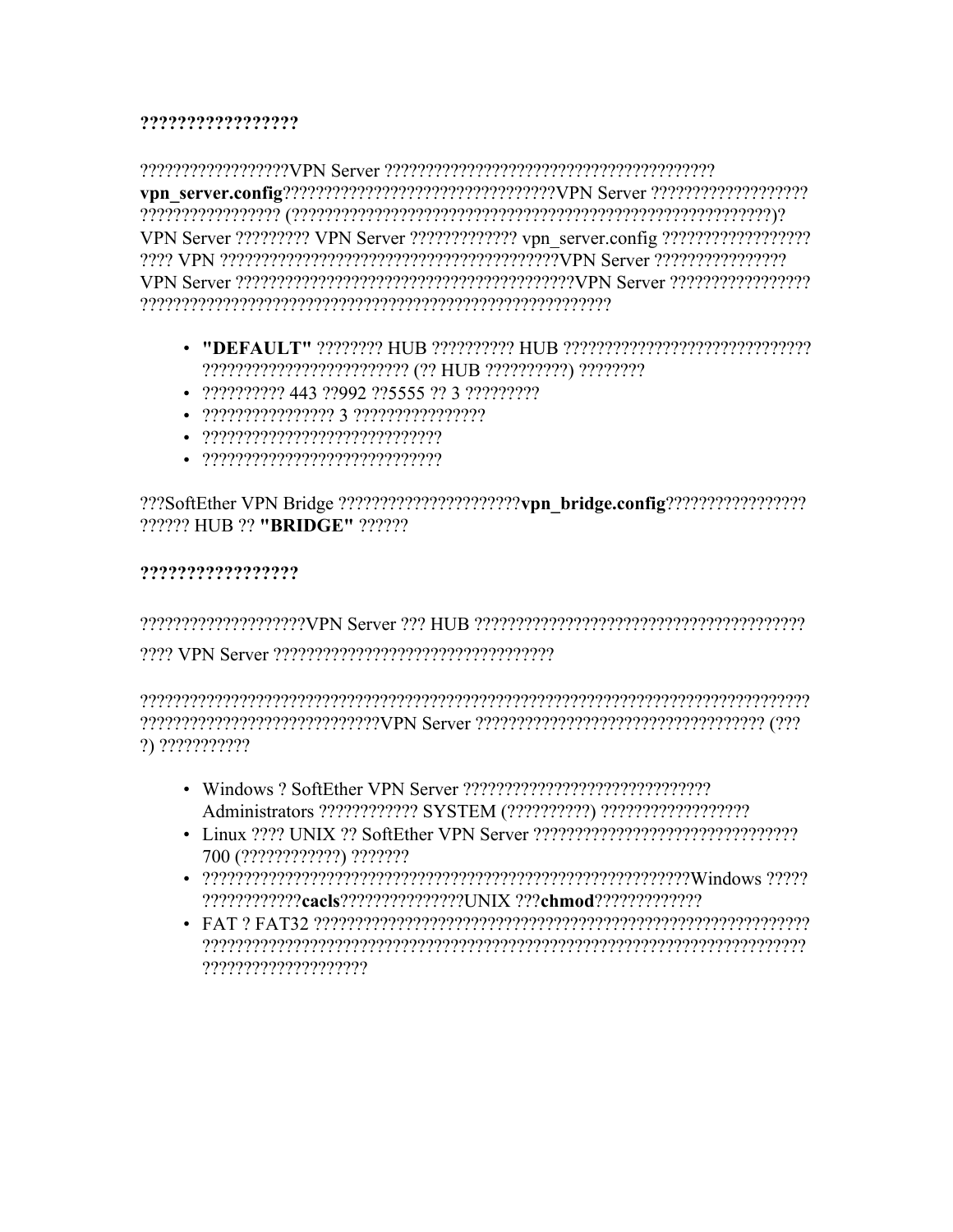**?????????????????**

??????????????????VPN Server ????????????????????????????????????????? **vpn_server.config**??????????????????????????????????VPN Server ??????????????????? ????????????????? (??????????????????????????????????????????????????????????)? VPN Server ????????? VPN Server ????????????? vpn_server.config ?????????????????? ???? VPN ?????????????????????????????????????????VPN Server ???????????????? VPN Server ??????????????????????????????????????????VPN Server ????????????????? ???????????????????????????????????????????????????????

- **"DEFAULT"** ???????? HUB ?????????? HUB ?????????????????????????????? ????????????????????????? (?? HUB ??????????) ????????
- ?????????? 443 ??992 ??5555 ?? 3 ?????????
- ???????????????? 3 ????????????????
- ??????????????????????????????
- ?????????????????????????????

???SoftEther VPN Bridge ??????????????????????**vpn_bridge.config**????????????????? ?????? HUB ?? **"BRIDGE"** ??????

**?????????????????**

????????????????????VPN Server ??? HUB ?????????????????????????????????????????

???? VPN Server ?????????????????????????????????

?????????????????????????????????????????????????????????????????????????????? ?????????????????????????????VPN Server ??????????????????????????????????? (??? ?) ???????????

- Windows ? SoftEther VPN Server ?????????????????????????????? Administrators ???????????? SYSTEM (??????????) ??????????????????
- Linux ???? UNIX ?? SoftEther VPN Server ??????????????????????????????? 700 (????????????) ???????
- ??????????????????????????????????????????????????????????????Windows ????? ????????????**cacls**???????????????UNIX ???**chmod**?????????????
- FAT ? FAT32 ?????????????????????????????????????????????????????????????? ?????????????????????????????????????????????????????????????????????? ????????????????????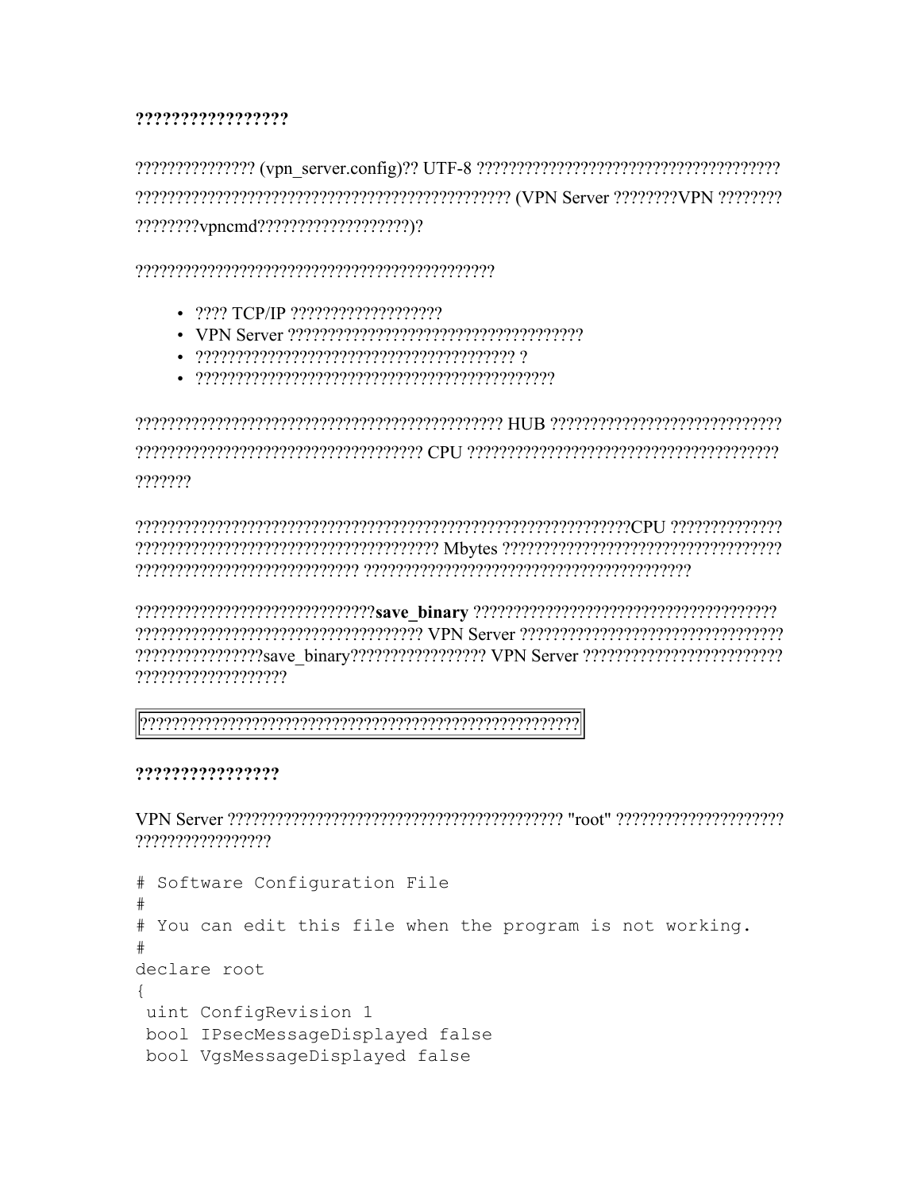**?????????????????**

??????????????? (vpn_server.config)?? UTF-8 ???????????????????????????????????????? ??????????????????????????????????????????????? (VPN Server ????????VPN ???????? ????????vpncmd???????????????????)?

?????????????????????????????????????????????

- ???? TCP/IP ???????????????????
- VPN Server ?????????????????????????????????????
- ???????????????????????????????????????? ?
- ?????????????????????????????????????????????

??????????????????????????????????????????????? HUB ????????????????????????????? ????????????????????????????????????? CPU ???????????????????????????????????????? ???????

?????????????????????????????????????????????????????????????CPU ?????????????? ?????????????????????????????????????? Mbytes ?????????????????????????????????? ???????????????????????????? ????????????????????????????????????????

??????????????????????????????**save_binary** ?????????????????????????????????????? ????????????????????????????????????? VPN Server ????????????????????????????????? ????????????????save_binary????????????????? VPN Server ????????????????????????? ???????????????????

|????????????????????????????????????????????????????????|
|---|

**????????????????**

VPN Server ??????????????????????????????????????????? "root" ????????????????????? ?????????????????

```
# Software Configuration File
#
# You can edit this file when the program is not working.
#
declare root
{
 uint ConfigRevision 1
 bool IPsecMessageDisplayed false
 bool VgsMessageDisplayed false
```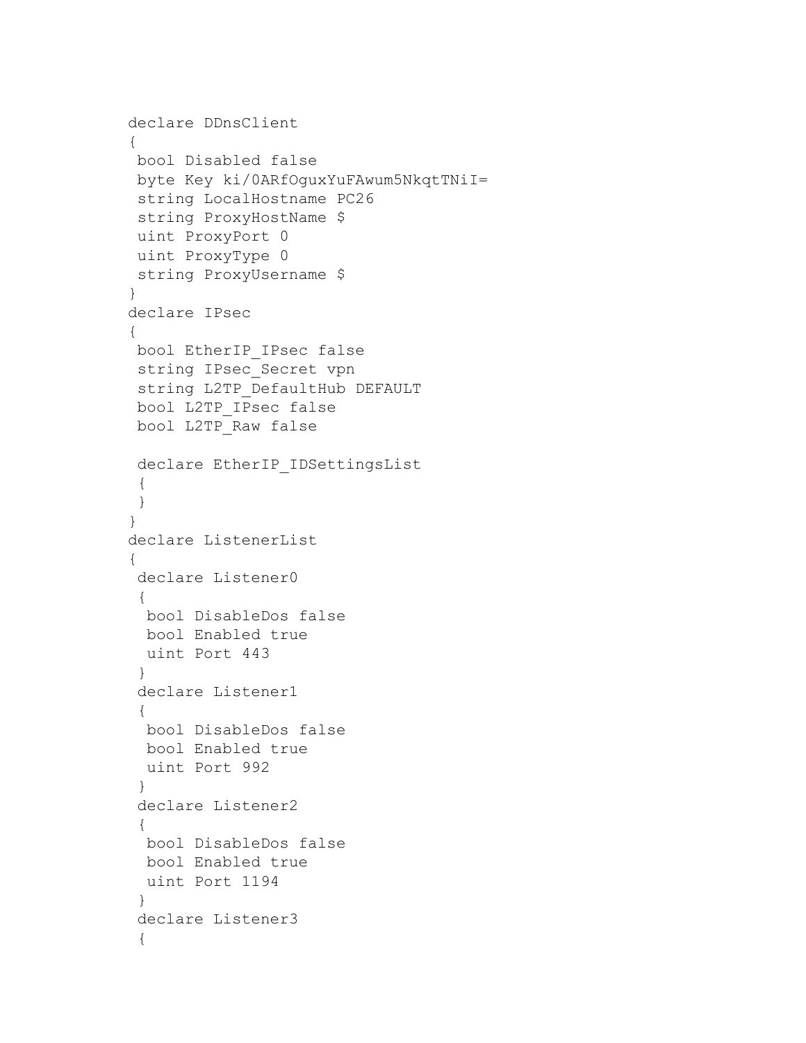```
declare DDnsClient
{
 bool Disabled false
 byte Key ki/0ARfOguxYuFAwum5NkqtTNiI=
 string LocalHostname PC26
 string ProxyHostName $
 uint ProxyPort 0
 uint ProxyType 0
 string ProxyUsername $
}
declare IPsec
{
 bool EtherIP_IPsec false
 string IPsec_Secret vpn
 string L2TP_DefaultHub DEFAULT
 bool L2TP_IPsec false
 bool L2TP_Raw false

 declare EtherIP_IDSettingsList
 {
 }
}
declare ListenerList
{
 declare Listener0
 {
  bool DisableDos false
  bool Enabled true
  uint Port 443
 }
 declare Listener1
 {
  bool DisableDos false
  bool Enabled true
  uint Port 992
 }
 declare Listener2
 {
  bool DisableDos false
  bool Enabled true
  uint Port 1194
 }
 declare Listener3
 {
```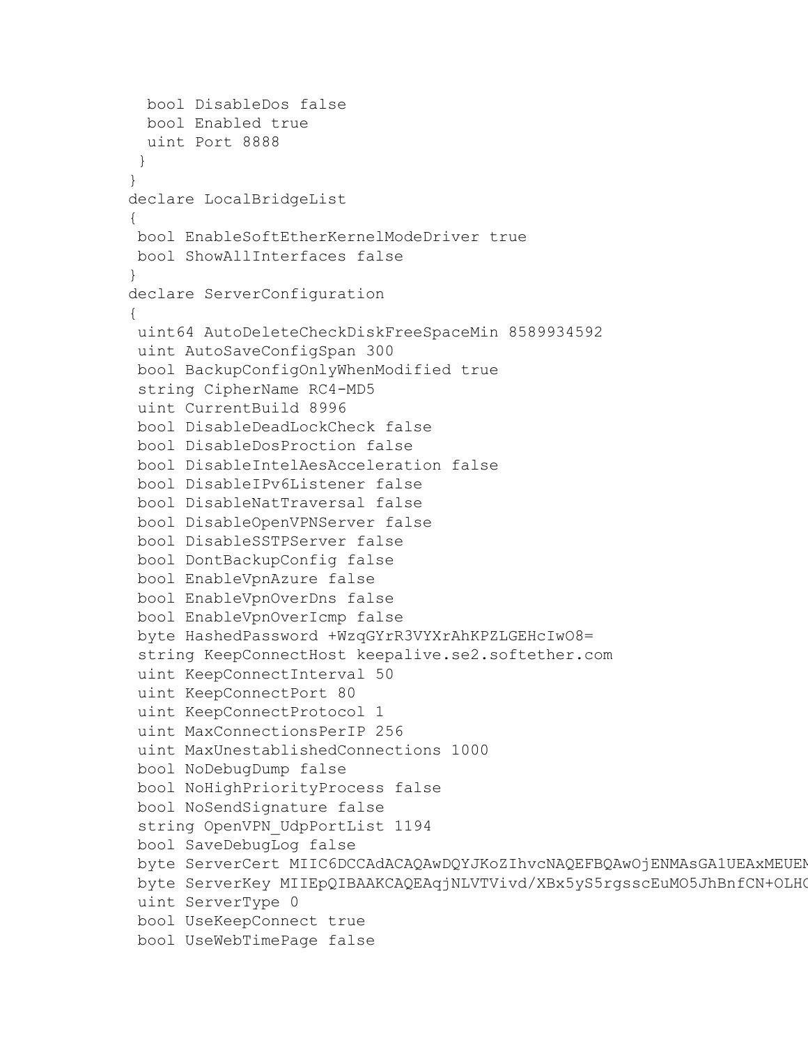```
  bool DisableDos false
  bool Enabled true
  uint Port 8888
 }
}
declare LocalBridgeList
{
 bool EnableSoftEtherKernelModeDriver true
 bool ShowAllInterfaces false
}
declare ServerConfiguration
{
 uint64 AutoDeleteCheckDiskFreeSpaceMin 8589934592
 uint AutoSaveConfigSpan 300
 bool BackupConfigOnlyWhenModified true
 string CipherName RC4-MD5
 uint CurrentBuild 8996
 bool DisableDeadLockCheck false
 bool DisableDosProction false
 bool DisableIntelAesAcceleration false
 bool DisableIPv6Listener false
 bool DisableNatTraversal false
 bool DisableOpenVPNServer false
 bool DisableSSTPServer false
 bool DontBackupConfig false
 bool EnableVpnAzure false
 bool EnableVpnOverDns false
 bool EnableVpnOverIcmp false
 byte HashedPassword +WzqGYrR3VYXrAhKPZLGEHcIwO8=
 string KeepConnectHost keepalive.se2.softether.com
 uint KeepConnectInterval 50
 uint KeepConnectPort 80
 uint KeepConnectProtocol 1
 uint MaxConnectionsPerIP 256
 uint MaxUnestablishedConnections 1000
 bool NoDebugDump false
 bool NoHighPriorityProcess false
 bool NoSendSignature false
 string OpenVPN_UdpPortList 1194
 bool SaveDebugLog false
 byte ServerCert MIIC6DCCAdACAQAwDQYJKoZIhvcNAQEFBQAwOjENMAsGA1UEAxMEUEN
 byte ServerKey MIIEpQIBAAKCAQEAqjNLVTVivd/XBx5yS5rgsscEuMO5JhBnfCN+OLHC
 uint ServerType 0
 bool UseKeepConnect true
 bool UseWebTimePage false
```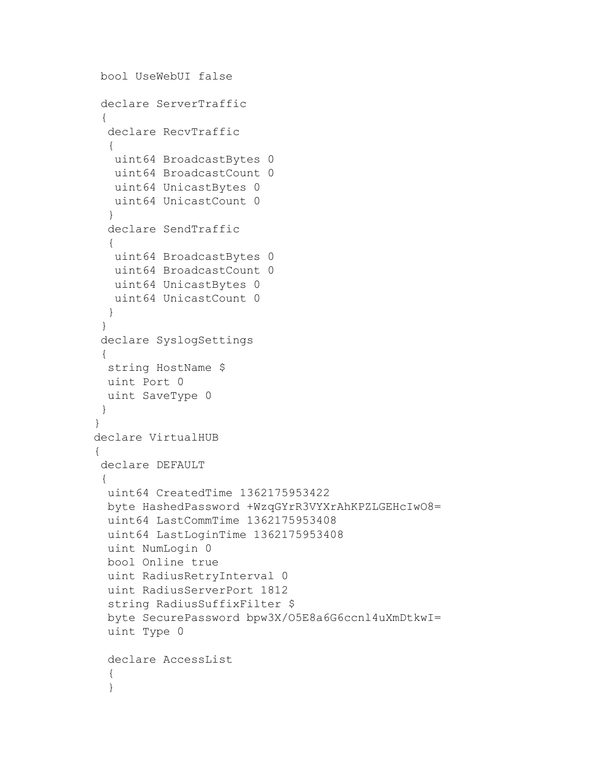```
 bool UseWebUI false

 declare ServerTraffic
 {
  declare RecvTraffic
  {
   uint64 BroadcastBytes 0
   uint64 BroadcastCount 0
   uint64 UnicastBytes 0
   uint64 UnicastCount 0
  }
  declare SendTraffic
  {
   uint64 BroadcastBytes 0
   uint64 BroadcastCount 0
   uint64 UnicastBytes 0
   uint64 UnicastCount 0
  }
 }
 declare SyslogSettings
 {
  string HostName $
  uint Port 0
  uint SaveType 0
 }
}
declare VirtualHUB
{
 declare DEFAULT
 {
  uint64 CreatedTime 1362175953422
  byte HashedPassword +WzqGYrR3VYXrAhKPZLGEHcIwO8=
  uint64 LastCommTime 1362175953408
  uint64 LastLoginTime 1362175953408
  uint NumLogin 0
  bool Online true
  uint RadiusRetryInterval 0
  uint RadiusServerPort 1812
  string RadiusSuffixFilter $
  byte SecurePassword bpw3X/O5E8a6G6ccnl4uXmDtkwI=
  uint Type 0

  declare AccessList
  {
  }
```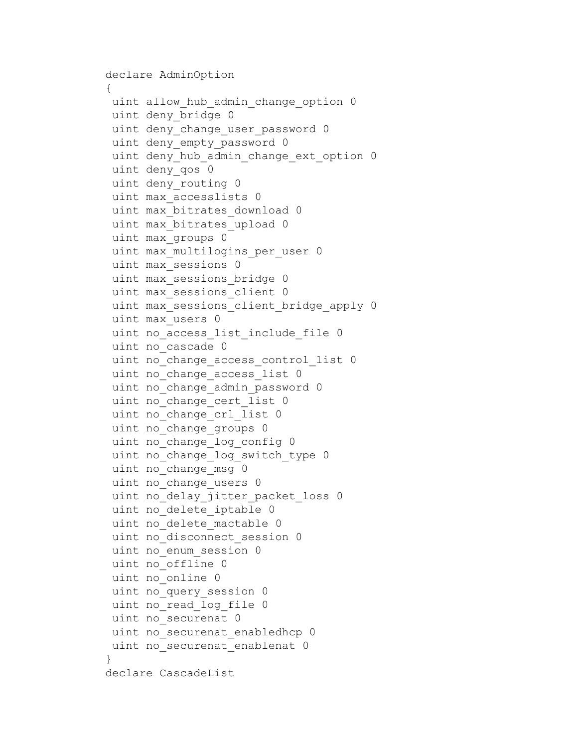```
declare AdminOption
{
 uint allow_hub_admin_change_option 0
 uint deny_bridge 0
 uint deny_change_user_password 0
 uint deny_empty_password 0
 uint deny_hub_admin_change_ext_option 0
 uint deny_qos 0
 uint deny_routing 0
 uint max_accesslists 0
 uint max_bitrates_download 0
 uint max_bitrates_upload 0
 uint max_groups 0
 uint max_multilogins_per_user 0
 uint max_sessions 0
 uint max_sessions_bridge 0
 uint max_sessions_client 0
 uint max_sessions_client_bridge_apply 0
 uint max_users 0
 uint no_access_list_include_file 0
 uint no_cascade 0
 uint no_change_access_control_list 0
 uint no_change_access_list 0
 uint no_change_admin_password 0
 uint no_change_cert_list 0
 uint no_change_crl_list 0
 uint no_change_groups 0
 uint no_change_log_config 0
 uint no_change_log_switch_type 0
 uint no_change_msg 0
 uint no_change_users 0
 uint no_delay_jitter_packet_loss 0
 uint no_delete_iptable 0
 uint no_delete_mactable 0
 uint no_disconnect_session 0
 uint no_enum_session 0
 uint no_offline 0
 uint no_online 0
 uint no_query_session 0
 uint no_read_log_file 0
 uint no_securenat 0
 uint no_securenat_enabledhcp 0
 uint no_securenat_enablenat 0
}
declare CascadeList
```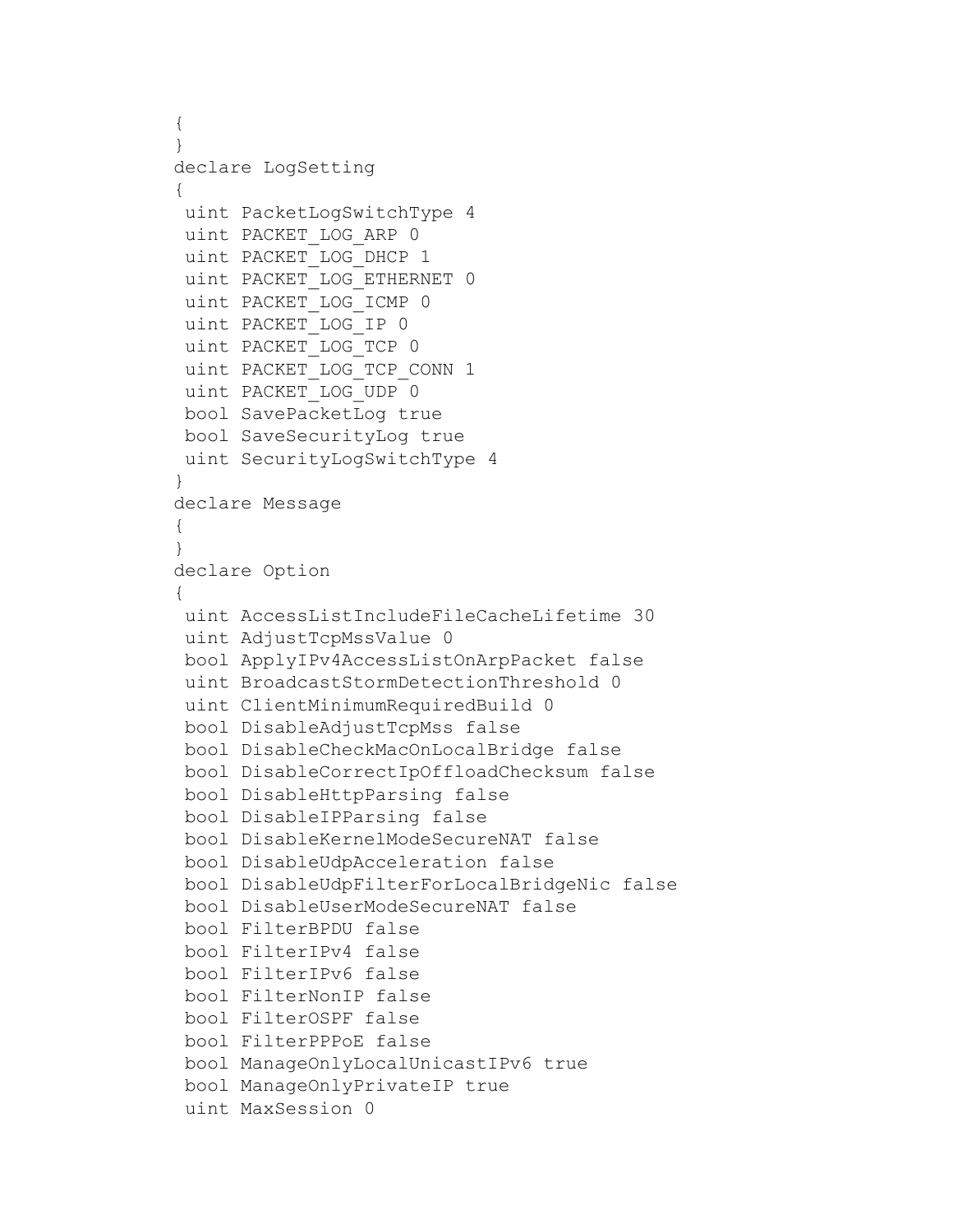```
{
}
declare LogSetting
{
 uint PacketLogSwitchType 4
 uint PACKET_LOG_ARP 0
 uint PACKET_LOG_DHCP 1
 uint PACKET_LOG_ETHERNET 0
 uint PACKET_LOG_ICMP 0
 uint PACKET_LOG_IP 0
 uint PACKET_LOG_TCP 0
 uint PACKET_LOG_TCP_CONN 1
 uint PACKET_LOG_UDP 0
 bool SavePacketLog true
 bool SaveSecurityLog true
 uint SecurityLogSwitchType 4
}
declare Message
{
}
declare Option
{
 uint AccessListIncludeFileCacheLifetime 30
 uint AdjustTcpMssValue 0
 bool ApplyIPv4AccessListOnArpPacket false
 uint BroadcastStormDetectionThreshold 0
 uint ClientMinimumRequiredBuild 0
 bool DisableAdjustTcpMss false
 bool DisableCheckMacOnLocalBridge false
 bool DisableCorrectIpOffloadChecksum false
 bool DisableHttpParsing false
 bool DisableIPParsing false
 bool DisableKernelModeSecureNAT false
 bool DisableUdpAcceleration false
 bool DisableUdpFilterForLocalBridgeNic false
 bool DisableUserModeSecureNAT false
 bool FilterBPDU false
 bool FilterIPv4 false
 bool FilterIPv6 false
 bool FilterNonIP false
 bool FilterOSPF false
 bool FilterPPPoE false
 bool ManageOnlyLocalUnicastIPv6 true
 bool ManageOnlyPrivateIP true
 uint MaxSession 0
```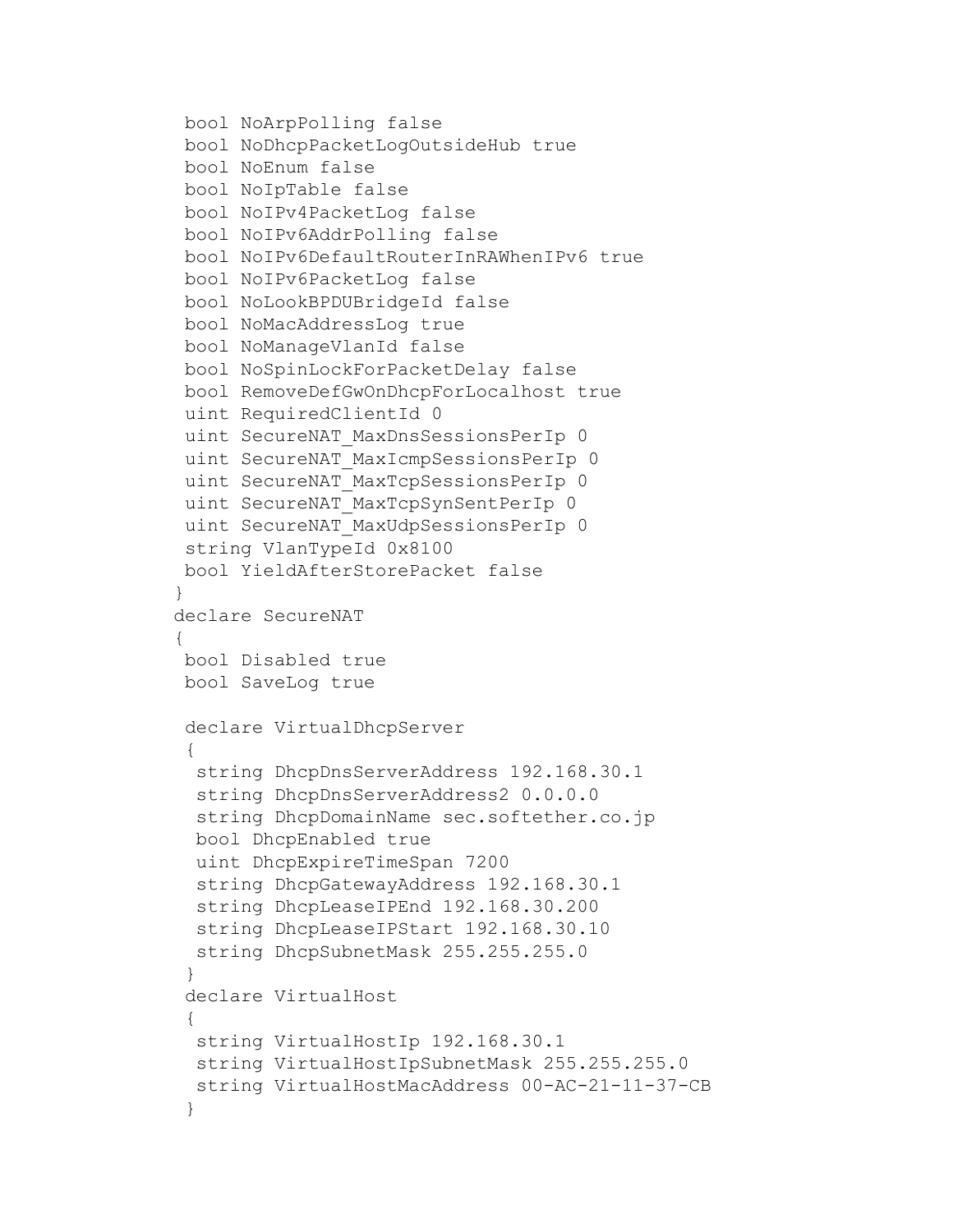```
 bool NoArpPolling false
 bool NoDhcpPacketLogOutsideHub true
 bool NoEnum false
 bool NoIpTable false
 bool NoIPv4PacketLog false
 bool NoIPv6AddrPolling false
 bool NoIPv6DefaultRouterInRAWhenIPv6 true
 bool NoIPv6PacketLog false
 bool NoLookBPDUBridgeId false
 bool NoMacAddressLog true
 bool NoManageVlanId false
 bool NoSpinLockForPacketDelay false
 bool RemoveDefGwOnDhcpForLocalhost true
 uint RequiredClientId 0
 uint SecureNAT_MaxDnsSessionsPerIp 0
 uint SecureNAT_MaxIcmpSessionsPerIp 0
 uint SecureNAT_MaxTcpSessionsPerIp 0
 uint SecureNAT_MaxTcpSynSentPerIp 0
 uint SecureNAT_MaxUdpSessionsPerIp 0
 string VlanTypeId 0x8100
 bool YieldAfterStorePacket false
}
declare SecureNAT
{
 bool Disabled true
 bool SaveLog true

 declare VirtualDhcpServer
 {
  string DhcpDnsServerAddress 192.168.30.1
  string DhcpDnsServerAddress2 0.0.0.0
  string DhcpDomainName sec.softether.co.jp
  bool DhcpEnabled true
  uint DhcpExpireTimeSpan 7200
  string DhcpGatewayAddress 192.168.30.1
  string DhcpLeaseIPEnd 192.168.30.200
  string DhcpLeaseIPStart 192.168.30.10
  string DhcpSubnetMask 255.255.255.0
 }
 declare VirtualHost
 {
  string VirtualHostIp 192.168.30.1
  string VirtualHostIpSubnetMask 255.255.255.0
  string VirtualHostMacAddress 00-AC-21-11-37-CB
 }
```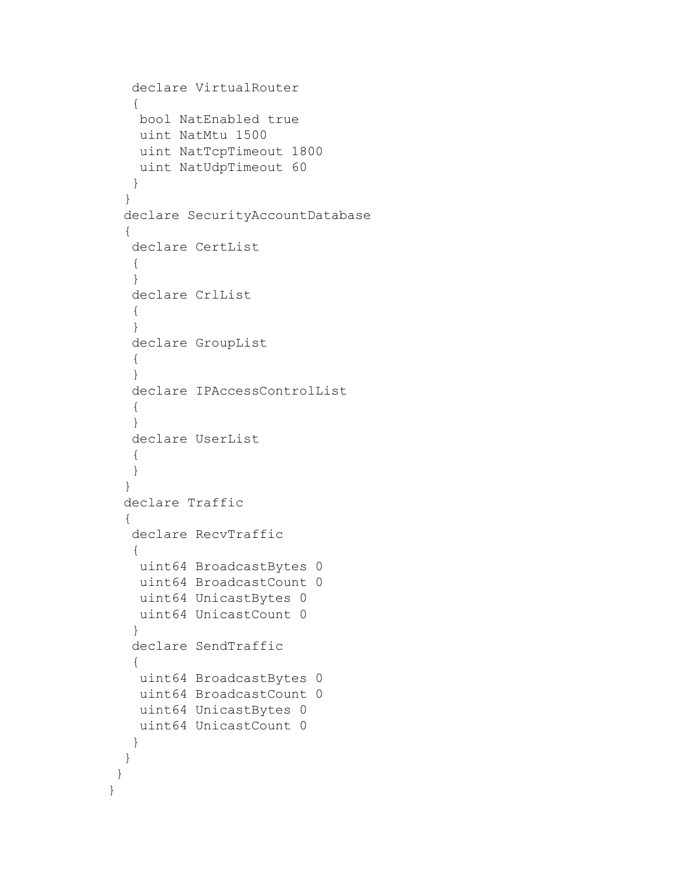```
   declare VirtualRouter
   {
    bool NatEnabled true
    uint NatMtu 1500
    uint NatTcpTimeout 1800
    uint NatUdpTimeout 60
   }
  }
  declare SecurityAccountDatabase
  {
   declare CertList
   {
   }
   declare CrlList
   {
   }
   declare GroupList
   {
   }
   declare IPAccessControlList
   {
   }
   declare UserList
   {
   }
  }
  declare Traffic
  {
   declare RecvTraffic
   {
    uint64 BroadcastBytes 0
    uint64 BroadcastCount 0
    uint64 UnicastBytes 0
    uint64 UnicastCount 0
   }
   declare SendTraffic
   {
    uint64 BroadcastBytes 0
    uint64 BroadcastCount 0
    uint64 UnicastBytes 0
    uint64 UnicastCount 0
   }
  }
 }
}
```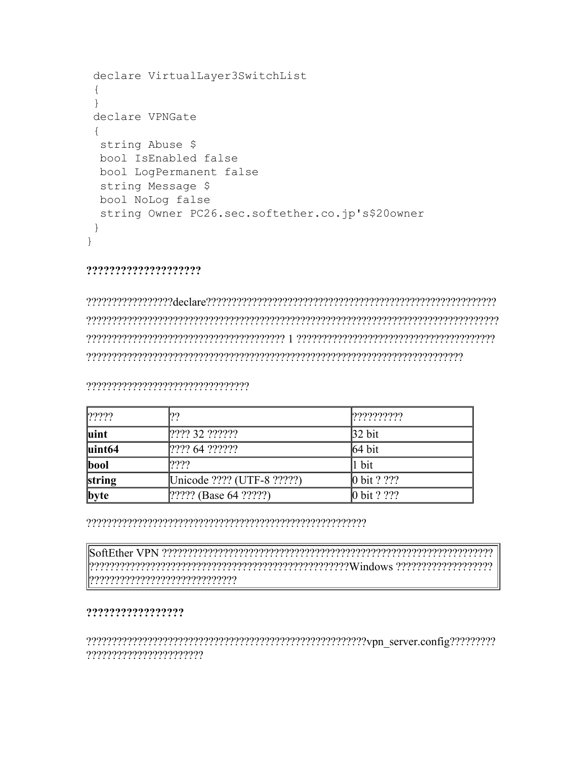```
 declare VirtualLayer3SwitchList
 {
 }
 declare VPNGate
 {
  string Abuse $
  bool IsEnabled false
  bool LogPermanent false
  string Message $
  bool NoLog false
  string Owner PC26.sec.softether.co.jp's$20owner
 }
}
```

**???????????????????**

????????????????declare????????????????????????????????????????????????????????????????????????????????????????????????????????????????????????????????????????????????????????? 1 ?????????????????????????????????????????????????????????????????????????????????????????????????????

??????????????????????????????

| ????? | ?? | ????????? |
|---|---|---|
| **uint** | ???? 32 ?????? | 32 bit |
| **uint64** | ???? 64 ?????? | 64 bit |
| **bool** | ???? | 1 bit |
| **string** | Unicode ???? (UTF-8 ?????) | 0 bit ? ??? |
| **byte** | ????? (Base 64 ?????) | 0 bit ? ??? |

??????????????????????????????????????????????????????

| |
|---|
| SoftEther VPN ???????????????????????????????????????????????????????????????????????????????????????????????????????????????Windows ??????????????????????????????????????????????? |

**????????????????**

?????????????????????????????????????????????????????vpn_server.config??????????????????????????????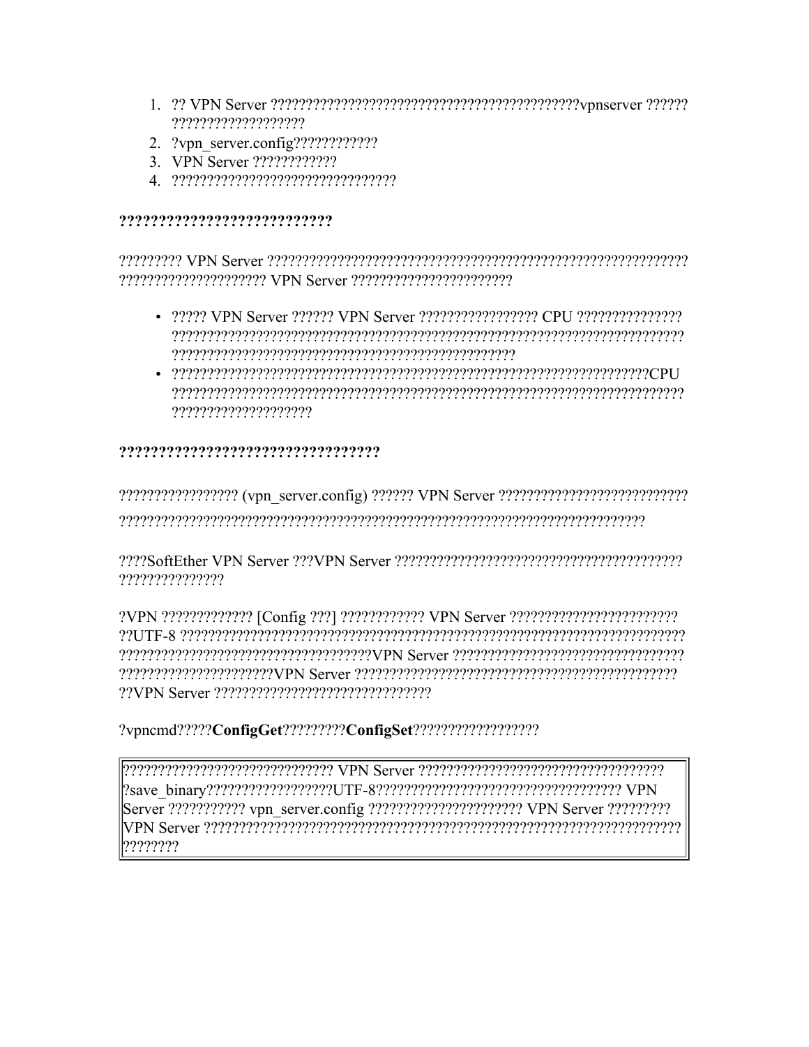1. ?? VPN Server ????????????????????????????????????????????vpnserver ?????? ??????????????????
2. ?vpn_server.config????????????
3. VPN Server ????????????
4. ???????????????????????????????

**??????????????????????????**

????????? VPN Server ?????????????????????????????????????????????????????????? ???????????????????? VPN Server ??????????????????????

- ????? VPN Server ?????? VPN Server ????????????????? CPU ??????????????? ???????????????????????????????????????????????????????????????????? ??????????????????????????????????????????????????
- ?????????????????????????????????????????????????????????????????CPU ???????????????????????????????????????????????????????????????????? ????????????????????

**?????????????????????????????????**

????????????????? (vpn_server.config) ?????? VPN Server ??????????????????????????? ??????????????????????????????????????????????????????????????????????

????SoftEther VPN Server ???VPN Server ?????????????????????????????????????????? ???????????????

?VPN ????????????? [Config ???] ???????????? VPN Server ????????????????????????? ??UTF-8 ????????????????????????????????????????????????????????????????????? ????????????????????????????????????VPN Server ?????????????????????????????????? ??????????????????????VPN Server ?????????????????????????????????????????????? ??VPN Server ??????????????????????????????

?vpncmd?????**ConfigGet**?????????**ConfigSet**??????????????????

| |
|---|
| ?????????????????????????????? VPN Server ??????????????????????????????????? ?save_binary??????????????????UTF-8?????????????????????????????????? VPN Server ??????????? vpn_server.config ?????????????????????? VPN Server ????????? VPN Server ????????????????????????????????????????????????????????????????? ???????? |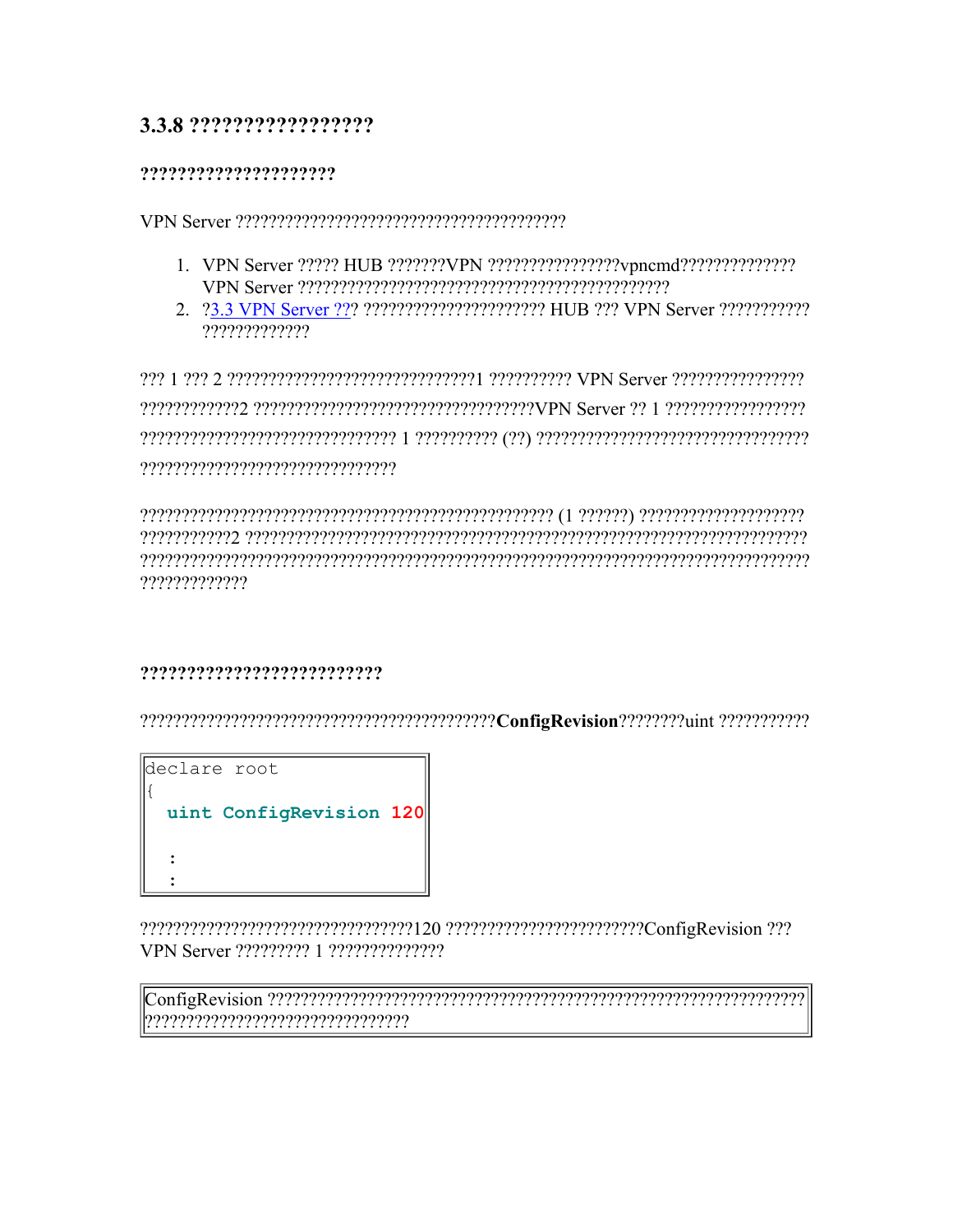### 3.3.8 ?????????????????

**?????????????????????**

VPN Server ?????????????????????????????????????????

1. VPN Server ????? HUB ???????VPN ????????????????vpncmd?????????????? VPN Server ?????????????????????????????????????????????
2. ?3.3 VPN Server ??? ?????????????????????? HUB ??? VPN Server ??????????? ?????????????

??? 1 ??? 2 ??????????????????????????????1 ?????????? VPN Server ???????????????? ????????????2 ?????????????????????????????????VPN Server ?? 1 ????????????????? ??????????????????????????????? 1 ?????????? (??) ????????????????????????????????? ???????????????????????????????

??????????????????????????????????????????????????? (1 ??????) ???????????????????? ???????????2 ????????????????????????????????????????????????????????????????????? ?????????????????????????????????????????????????????????????????????????? ?????????????

**??????????????????????????**

????????????????????????????????????????????**ConfigRevision**????????uint ???????????

```
declare root
{
  uint ConfigRevision 120

  :
  :
```

?????????????????????????????????120 ????????????????????????ConfigRevision ??? VPN Server ????????? 1 ??????????????

| |
|---|
| ConfigRevision ????????????????????????????????????????????????????????????????????????????????????????????? |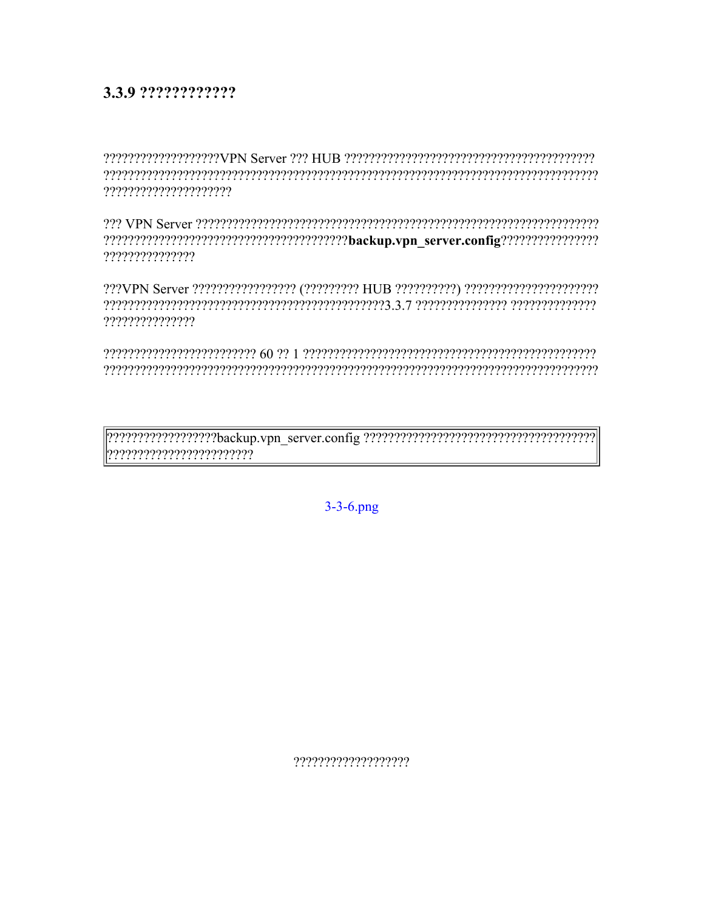### 3.3.9 ????????????

???????????????????VPN Server ??? HUB ????????????????????????????????????????? ??????????????????????????????????????????????????????????????????????????? ????????????????????

??? VPN Server ????????????????????????????????????????????????????????????????? ?????????????????????????????????????????**backup.vpn_server.config**???????????????? ???????????????

???VPN Server ????????????????? (????????? HUB ??????????) ?????????????????????? ??????????????????????????????????????????????3.3.7 ??????????????? ?????????????? ???????????????

????????????????????????? 60 ?? 1 ??????????????????????????????????????????????????? ???????????????????????????????????????????????????????????????????????????

| |
|---|
| ?????????????????backup.vpn_server.config ??????????????????????????????????????? ???????????????????????? |

3-3-6.png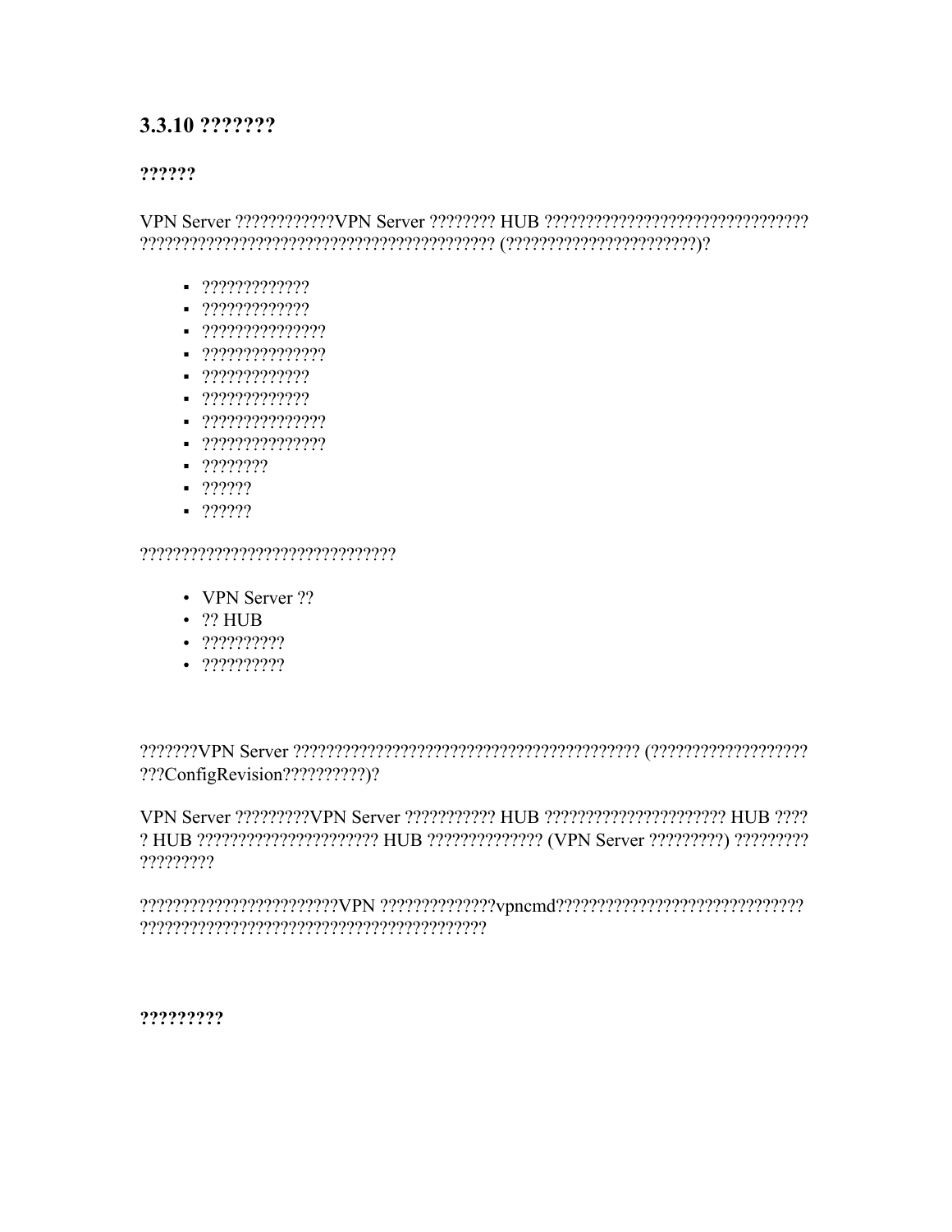### 3.3.10 ???????

**??????**

VPN Server ????????????VPN Server ???????? HUB ???????????????????????????????? ???????????????????????????????????????????? (????????????????????????)?

- ?????????????
- ?????????????
- ???????????????
- ???????????????
- ?????????????
- ?????????????
- ???????????????
- ???????????????
- ????????
- ??????
- ??????

??????????????????????????????

- VPN Server ??
- ?? HUB
- ??????????
- ??????????

???????VPN Server ?????????????????????????????????????????? (??????????????????? ???ConfigRevision??????????)?

VPN Server ?????????VPN Server ??????????? HUB ?????????????????????? HUB ???? ? HUB ?????????????????????? HUB ?????????????? (VPN Server ?????????) ????????? ?????????

????????????????????????VPN ??????????????vpncmd?????????????????????????????? ?????????????????????????????????????????

**?????????**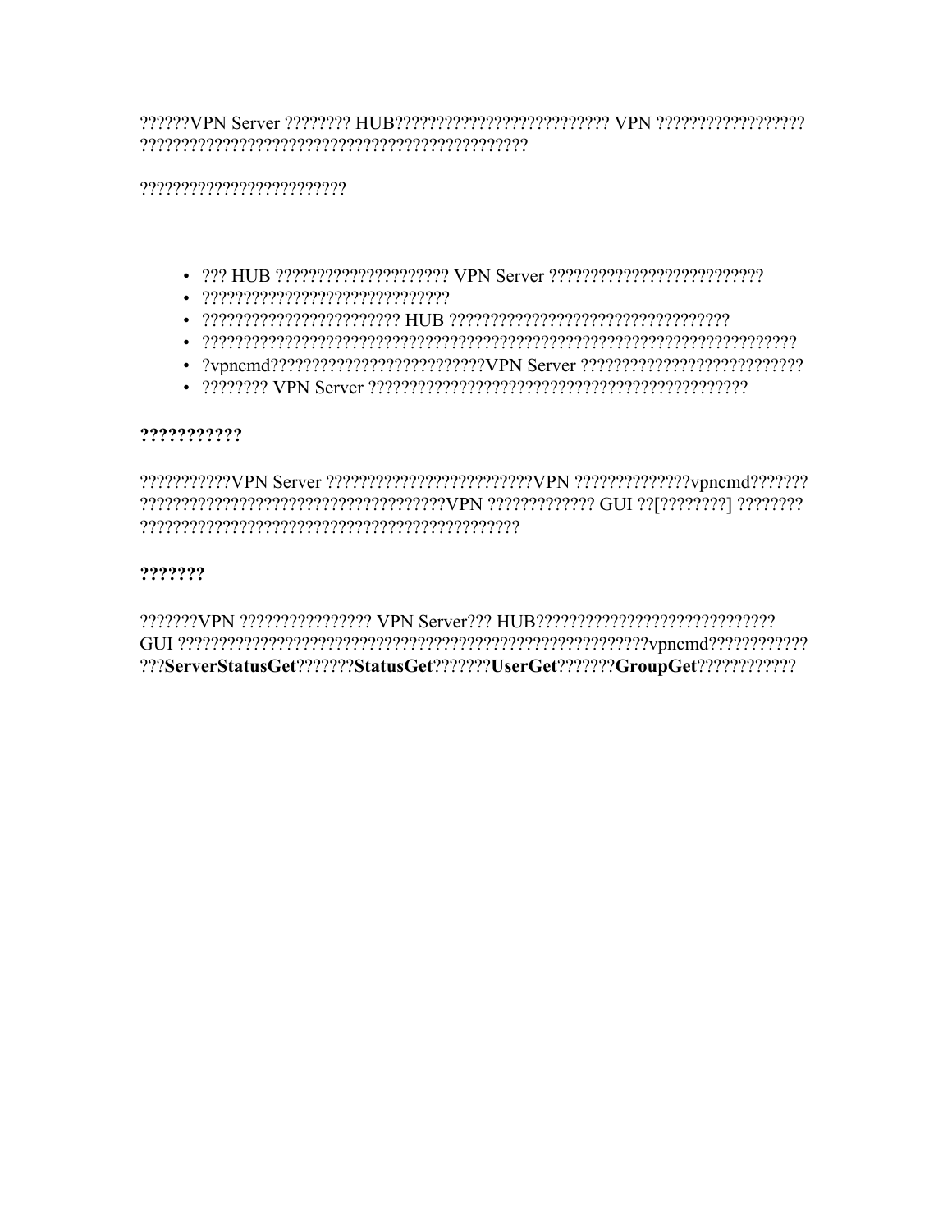??????VPN Server ???????? HUB????????????????????????? VPN ?????????????????
?????????????????????????????????????????????????

?????????????????????????

- ??? HUB ????????????????????? VPN Server ??????????????????????????
- ??????????????????????????????
- ???????????????????????? HUB ??????????????????????????????????
- ????????????????????????????????????????????????????????????????????????
- ?vpncmd??????????????????????????VPN Server ???????????????????????????
- ???????? VPN Server ?????????????????????????????????????????????

**???????????**

???????????VPN Server ?????????????????????????VPN ??????????????vpncmd???????
??????????????????????????????????????VPN ????????????? GUI ??[????????] ????????
??????????????????????????????????????????????

**???????**

???????VPN ???????????????? VPN Server??? HUB?????????????????????????????
GUI ?????????????????????????????????????????????????????????vpncmd????????????
???**ServerStatusGet**???????**StatusGet**???????**UserGet**???????**GroupGet**????????????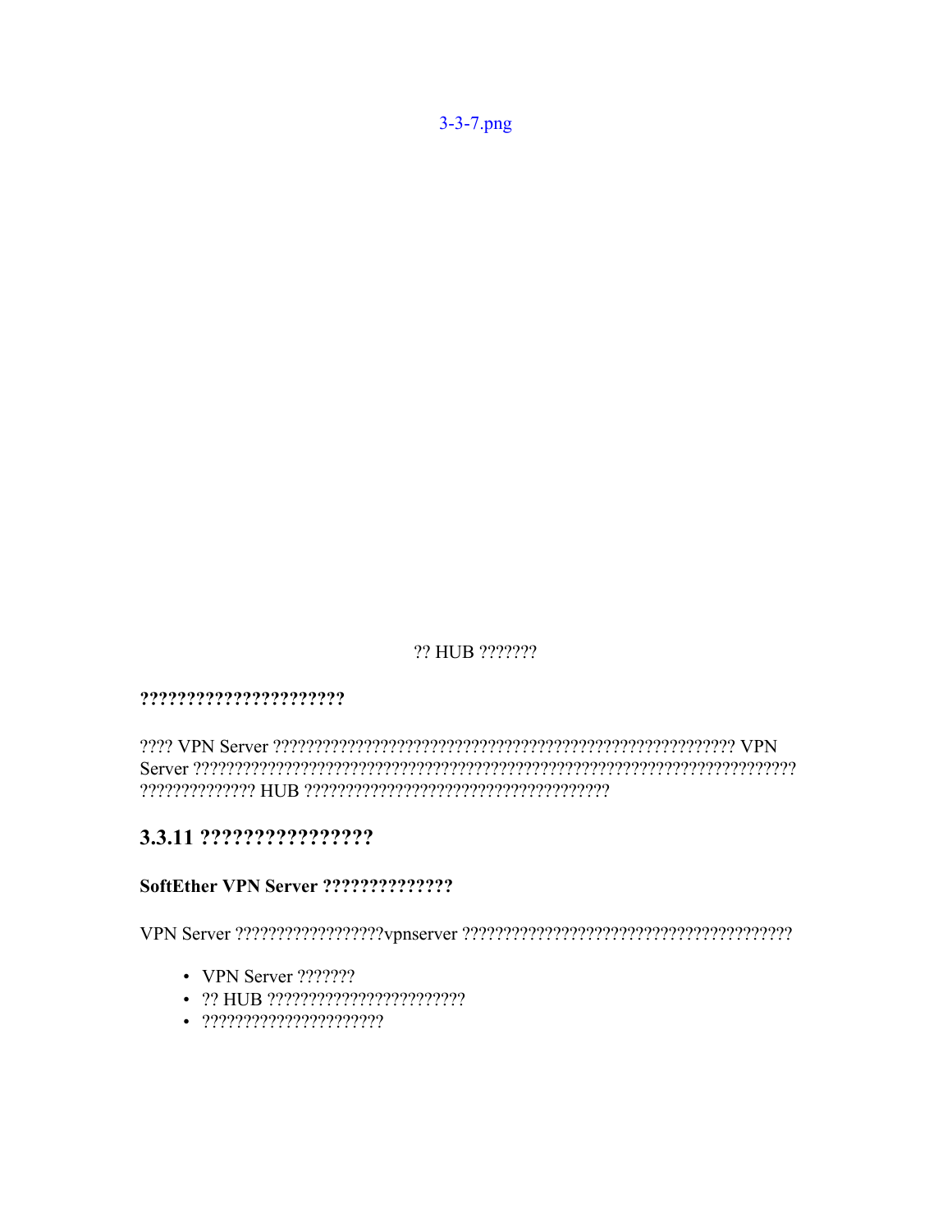3-3-7.png

?? HUB ???????

**?????????????????????**

???? VPN Server ?????????????????????????????????????????????????????? VPN Server ?????????????????????????????????????????????????????????????????????????????? HUB ????????????????????????????????????

### 3.3.11 ????????????????

#### SoftEther VPN Server ??????????????

VPN Server ??????????????????vpnserver ????????????????????????????????????????

- VPN Server ???????
- ?? HUB ????????????????????????
- ?????????????????????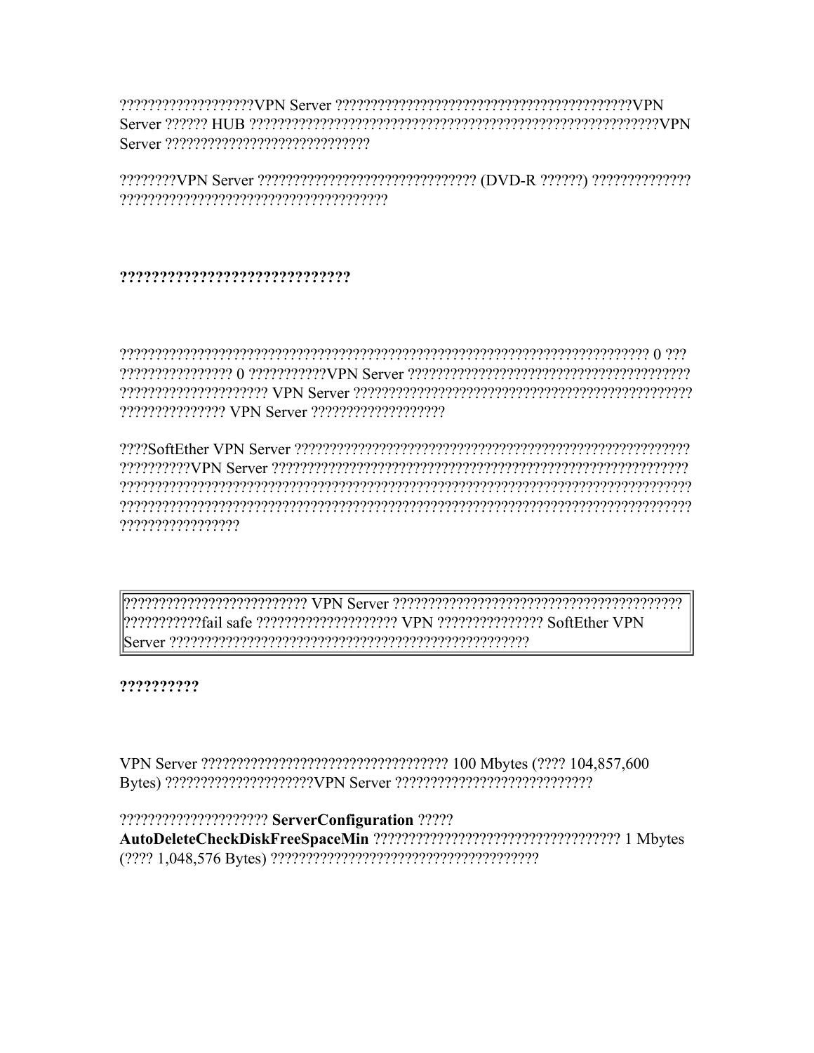???????????????????VPN Server ???????????????????????????????????????????VPN Server ?????? HUB ?????????????????????????????????????????????????????????VPN Server ?????????????????????????????

????????VPN Server ???????????????????????????????? (DVD-R ??????) ?????????????? ??????????????????????????????????????

**?????????????????????????????**

??????????????????????????????????????????????????????????????????????????? 0 ??? ???????????????? 0 ???????????VPN Server ??????????????????????????????????????? ????????????????????? VPN Server ???????????????????????????????????????????????? ??????????????? VPN Server ???????????????????

????SoftEther VPN Server ????????????????????????????????????????????????????????? ??????????VPN Server ????????????????????????????????????????????????????????? ?????????????????????????????????????????????????????????????????????????? ?????????????????????????????????????????????????????????????????????????? ?????????????????

| |
|---|
| ?????????????????????????? VPN Server ????????????????????????????????????????? ???????????fail safe ???????????????????? VPN ??????????????? SoftEther VPN Server ???????????????????????????????????????????????????? |

**??????????**

VPN Server ??????????????????????????????????? 100 Mbytes (???? 104,857,600 Bytes) ?????????????????????VPN Server ????????????????????????????

????????????????????? **ServerConfiguration** ????? **AutoDeleteCheckDiskFreeSpaceMin** ?????????????????????????????????? 1 Mbytes (???? 1,048,576 Bytes) ??????????????????????????????????????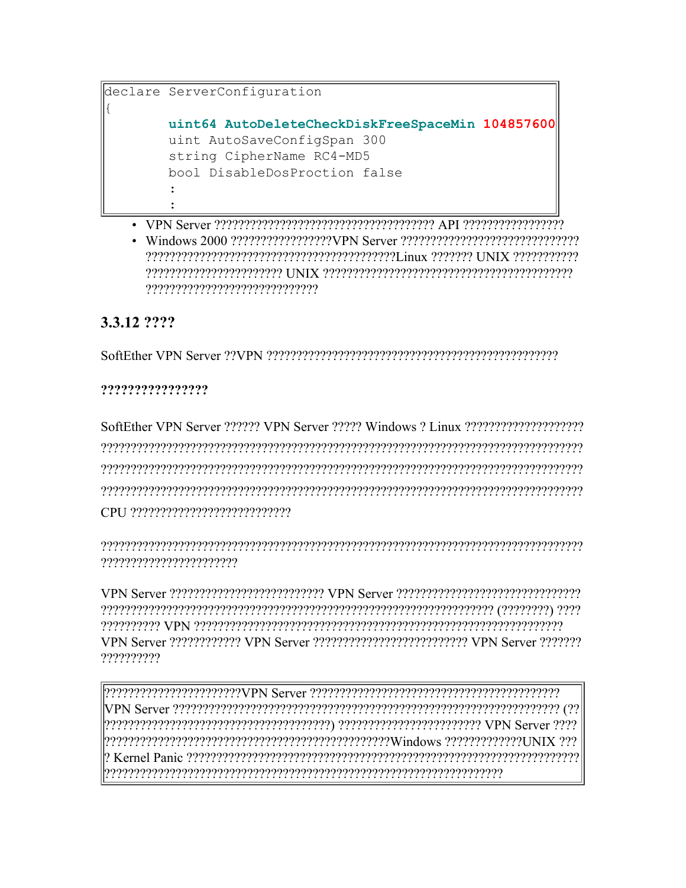```
declare ServerConfiguration
{
        uint64 AutoDeleteCheckDiskFreeSpaceMin 104857600
        uint AutoSaveConfigSpan 300
        string CipherName RC4-MD5
        bool DisableDosProction false
        :
        :
```

- VPN Server ??????????????????????????????????????? API ?????????????????
- Windows 2000 ?????????????????VPN Server ??????????????????????????????????????????????????????????????????????????????Linux ??????? UNIX ??????????????????????????????????? UNIX ??????????????????????????????????????????????????????????????????????????

### 3.3.12 ????

SoftEther VPN Server ??VPN ??????????????????????????????????????????????????

**????????????????**

SoftEther VPN Server ?????? VPN Server ????? Windows ? Linux ??????????????????????????????????????????????????????????????????????????????????????????????????????????????????????????????????????????????????????????????????????????????????????????????????????????????????????????????????? CPU ??????????????????????????

????????????????????????????????????????????????????????????????????????????????????????????????

VPN Server ?????????????????????????? VPN Server ????????????????????????????????????????????????????????????????????????????????????????????? (????????) ?????????????? VPN ??????????????????????????????????????????????????????????? VPN Server ???????????? VPN Server ????????????????????????? VPN Server ????????????????

| |
|---|
| ???????????????????????VPN Server ?????????????????????????????????????????? VPN Server ?????????????????????????????????????????????????????????????????? (????????????????????????????????????????) ??????????????????????? VPN Server ????????????????????????????????????????????????????Windows ?????????????UNIX ???? Kernel Panic ?????????????????????????????????????????????????????????????????????????????????????????????????????????????????????????????????? |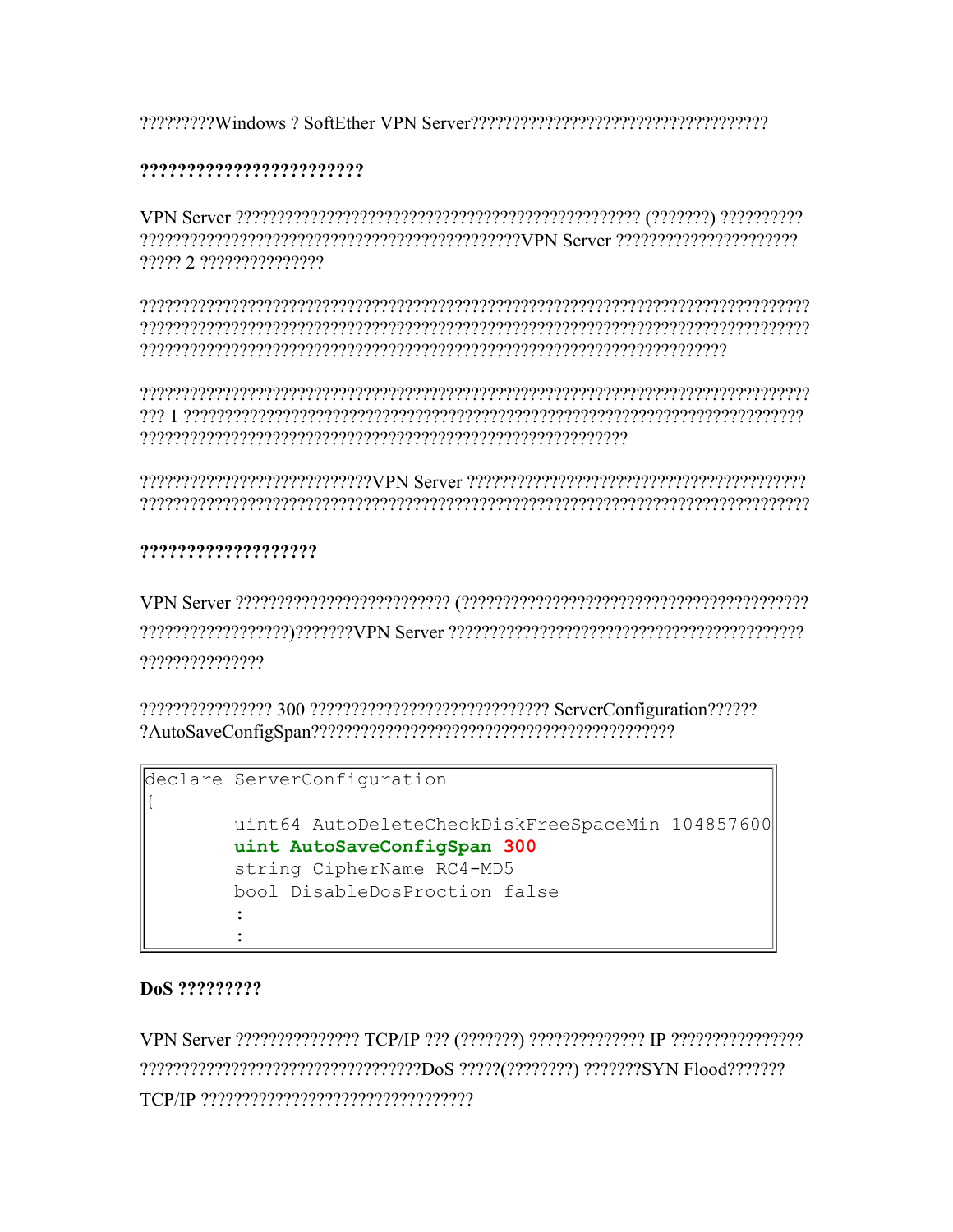?????????Windows ? SoftEther VPN Server???????????????????????????????????

**????????????????????????**

VPN Server ?????????????????????????????????????????????? (???????) ?????????? ????????????????????????????????????????????VPN Server ?????????????????????? ????? 2 ???????????????

????????????????????????????????????????????????????????????????????????????? ????????????????????????????????????????????????????????????????????????????? ??????????????????????????????????????????????????????????????????????

????????????????????????????????????????????????????????????????????????????? ??? 1 ??????????????????????????????????????????????????????????????????????????? ???????????????????????????????????????????????????????????

????????????????????????????VPN Server ????????????????????????????????????????? ?????????????????????????????????????????????????????????????????????????????

**???????????????????**

VPN Server ?????????????????????????? (???????????????????????????????????????????? ??????????????????)???????VPN Server ?????????????????????????????????????????? ???????????????

???????????????? 300 ????????????????????????????? ServerConfiguration?????? ?AutoSaveConfigSpan???????????????????????????????????????????

```
declare ServerConfiguration
{
        uint64 AutoDeleteCheckDiskFreeSpaceMin 104857600
        uint AutoSaveConfigSpan 300
        string CipherName RC4-MD5
        bool DisableDosProction false
        :
        :
```

**DoS ?????????**

VPN Server ??????????????? TCP/IP ??? (???????) ?????????????? IP ???????????????? ?????????????????????????????????DoS ?????(????????) ???????SYN Flood??????? TCP/IP ?????????????????????????????????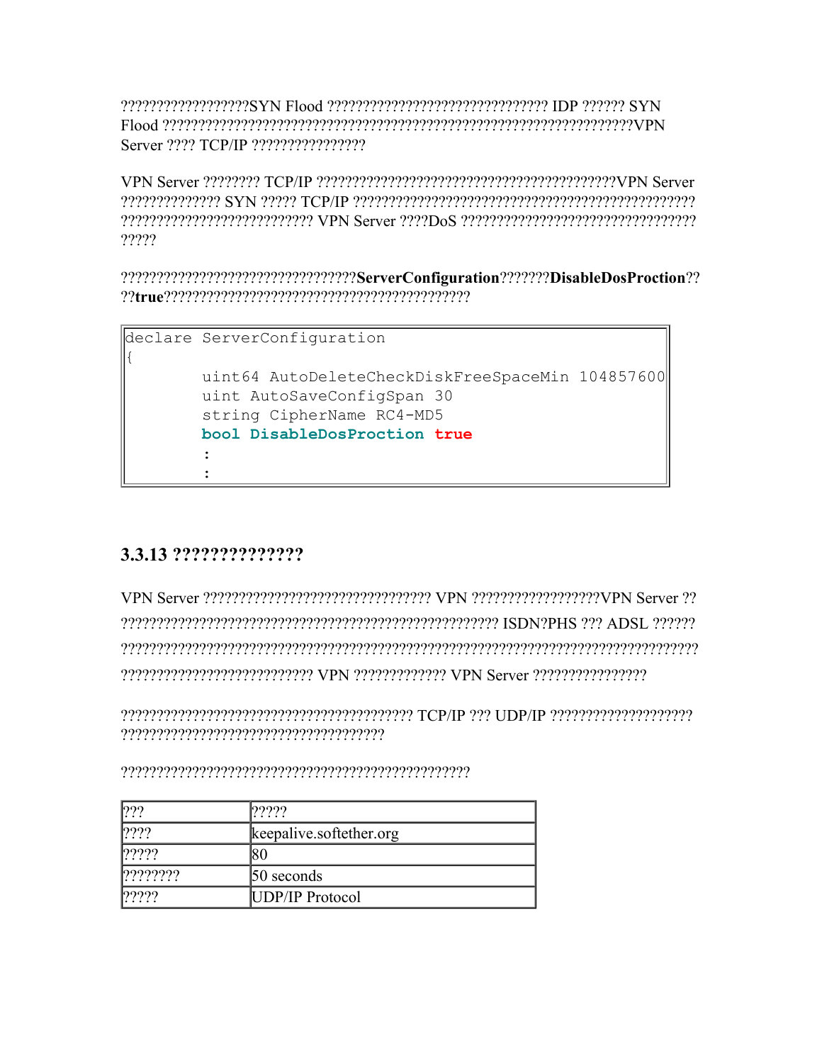??????????????????SYN Flood ?????????????????????????????? IDP ?????? SYN Flood ???????????????????????????????????????????????????????????????VPN Server ???? TCP/IP ????????????????

VPN Server ???????? TCP/IP ?????????????????????????????????????????VPN Server ?????????????? SYN ????? TCP/IP ?????????????????????????????????????????????? ??????????????????????????? VPN Server ????DoS ?????????????????????????????????? ?????

?????????????????????????????????**ServerConfiguration**???????**DisableDosProction**????**true**???????????????????????????????????????????

```
declare ServerConfiguration
{
        uint64 AutoDeleteCheckDiskFreeSpaceMin 104857600
        uint AutoSaveConfigSpan 30
        string CipherName RC4-MD5
        bool DisableDosProction true
        :
        :
```

### 3.3.13 ??????????????

VPN Server ???????????????????????????????? VPN ?????????????????VPN Server ?? ???????????????????????????????????????????????????? ISDN?PHS ??? ADSL ?????? ???????????????????????????????????????????????????????????????????????????? ??????????????????????????? VPN ????????????? VPN Server ????????????????

????????????????????????????????????????? TCP/IP ??? UDP/IP ???????????????????? ?????????????????????????????????????

?????????????????????????????????????????????????

| ??? | ????? |
|---|---|
| ???? | keepalive.softether.org |
| ????? | 80 |
| ???????? | 50 seconds |
| ????? | UDP/IP Protocol |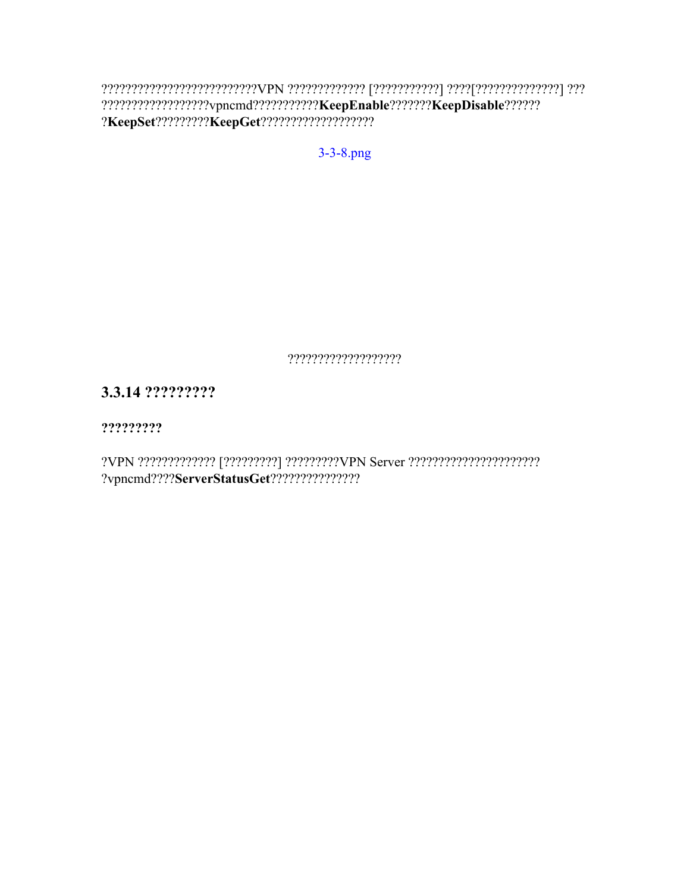??????????????????????????VPN ????????????? [???????????] ????[??????????????] ???
?????????????????vpncmd???????????**KeepEnable**???????**KeepDisable**??????
?**KeepSet**?????????**KeepGet**??????????????????

3-3-8.png

???????????????????

### 3.3.14 ?????????

**?????????**

?VPN ????????????? [?????????] ?????????VPN Server ??????????????????????
?vpncmd????**ServerStatusGet**??????????????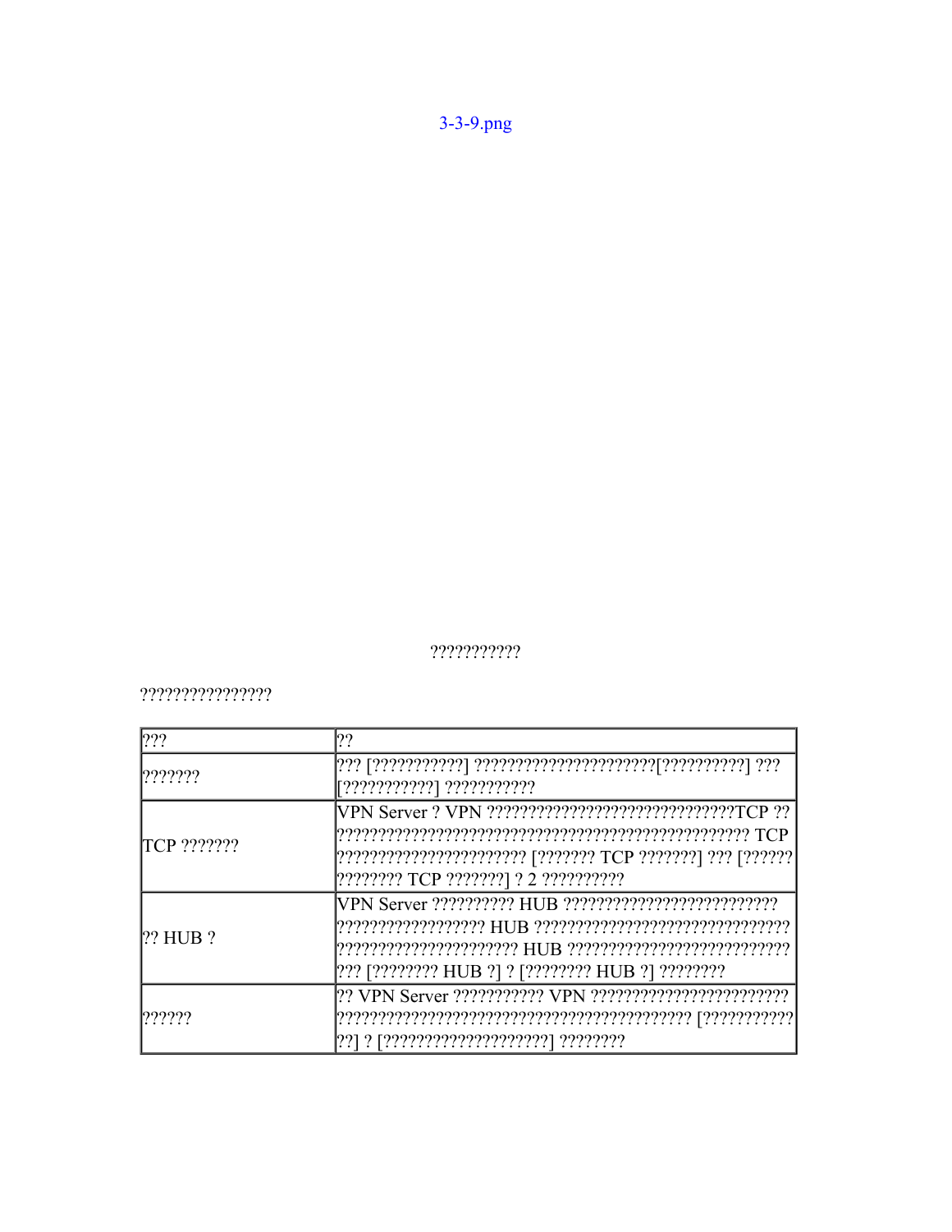3-3-9.png

???????????

????????????????

| ??? | ?? |
| --- | --- |
| ??????? | ??? [???????????] ?????????????????????[??????????] ??? [???????????] ??????????? |
| TCP ??????? | VPN Server ? VPN ??????????????????????????????TCP ?? ??????????????????????????????????????????????????? TCP ?????????????????????? [??????? TCP ???????] ??? [?????? ???????? TCP ???????] ? 2 ?????????? |
| ?? HUB ? | VPN Server ?????????? HUB ????????????????????????? ?????????????????? HUB ?????????????????????????????? ????????????????????? HUB ?????????????????????????? ??? [???????? HUB ?] ? [???????? HUB ?] ???????? |
| ?????? | ?? VPN Server ??????????? VPN ??????????????????????? ????????????????????????????????????????? [??????????? ??] ? [????????????????????] ???????? |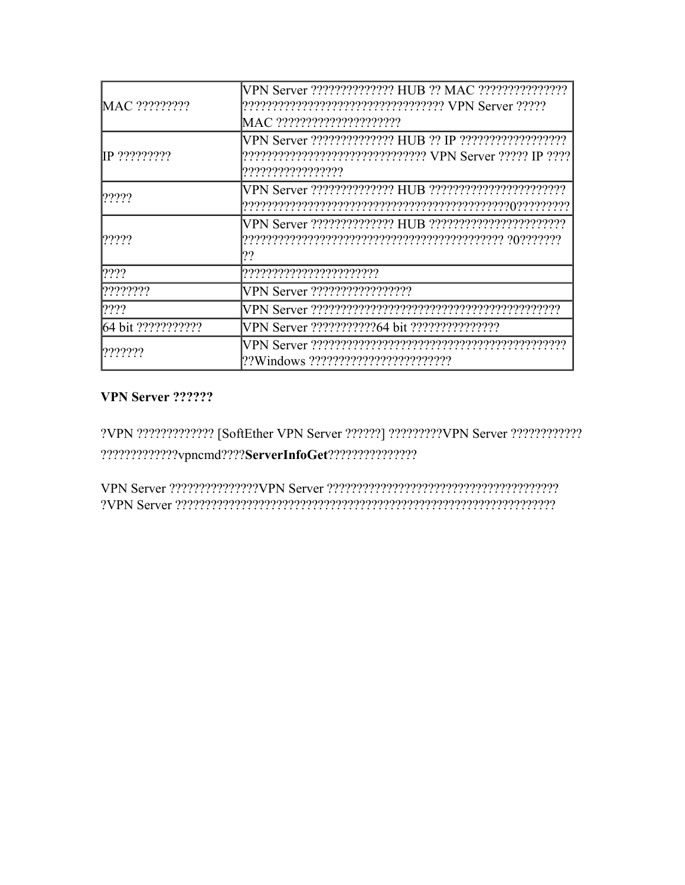| | |
|---|---|
| MAC ????????? | VPN Server ?????????????? HUB ?? MAC ??????????????? ?????????????????????????????????? VPN Server ????? MAC ????????????????????? |
| IP ????????? | VPN Server ?????????????? HUB ?? IP ?????????????????? ??????????????????????????????? VPN Server ????? IP ???? ????????????????? |
| ????? | VPN Server ?????????????? HUB ??????????????????????? ????????????????????????????????????????????0????????? |
| ????? | VPN Server ?????????????? HUB ??????????????????????? ???????????????????????????????????????????? ?0??????? ?? |
| ???? | ??????????????????????? |
| ???????? | VPN Server ????????????????? |
| ???? | VPN Server ?????????????????????????????????????????? |
| 64 bit ??????????? | VPN Server ???????????64 bit ??????????????? |
| ??????? | VPN Server ??????????????????????????????????????????? ??Windows ??????????????????????? |

**VPN Server ??????**

?VPN ????????????? [SoftEther VPN Server ??????] ?????????VPN Server ???????????? ?????????????vpncmd????**ServerInfoGet**???????????????

VPN Server ???????????????VPN Server ???????????????????????????????????????? ?VPN Server ????????????????????????????????????????????????????????????????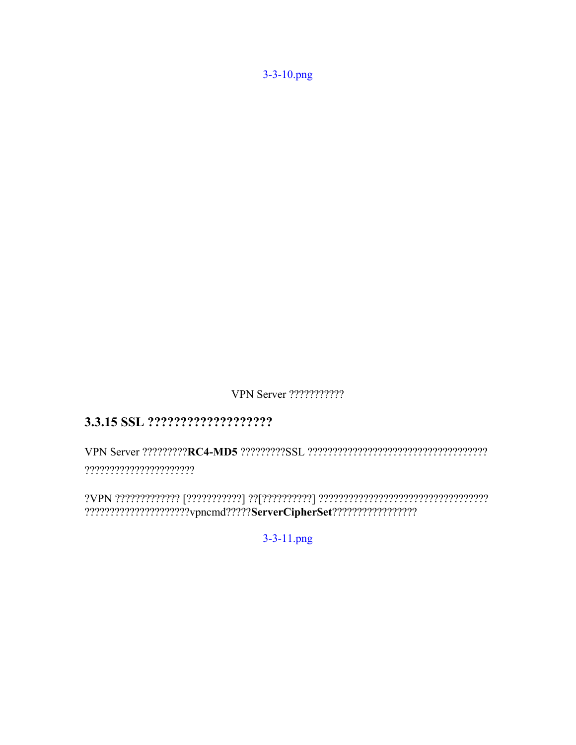3-3-10.png

VPN Server ???????????

### 3.3.15 SSL ???????????????????

VPN Server ?????????**RC4-MD5** ?????????SSL ????????????????????????????????????
?????????????????????

?VPN ????????????? [???????????] ??[??????????] ?????????????????????????????????
????????????????????vpncmd?????**ServerCipherSet**?????????????????

3-3-11.png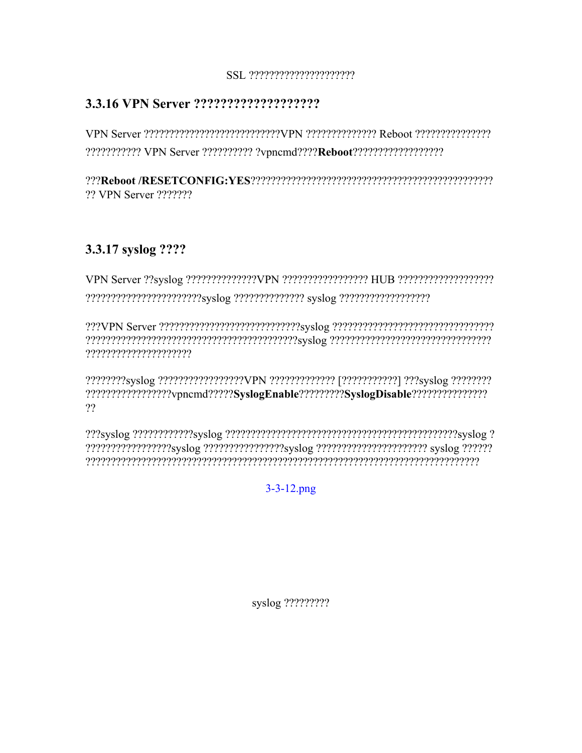SSL ????????????????????

### 3.3.16 VPN Server ??????????????????

VPN Server ??????????????????????????VPN ?????????????? Reboot ??????????????? ??????????? VPN Server ?????????? ?vpncmd????**Reboot**??????????????????

???**Reboot /RESETCONFIG:YES**?????????????????????????????????????????????? ?? VPN Server ???????

### 3.3.17 syslog ????

VPN Server ??syslog ??????????????VPN ????????????????? HUB ??????????????????? ???????????????????????syslog ?????????????? syslog ??????????????????

???VPN Server ????????????????????????????syslog ??????????????????????????????? ?????????????????????????????????????????syslog ???????????????????????????????? ?????????????????????

????????syslog ?????????????????VPN ????????????? [???????????] ???syslog ???????? ?????????????????vpncmd?????**SyslogEnable**?????????**SyslogDisable**??????????????? ??

???syslog ????????????syslog ?????????????????????????????????????????????syslog ? ?????????????????syslog ????????????????syslog ?????????????????????? syslog ?????? ??????????????????????????????????????????????????????????????????????????

3-3-12.png

syslog ?????????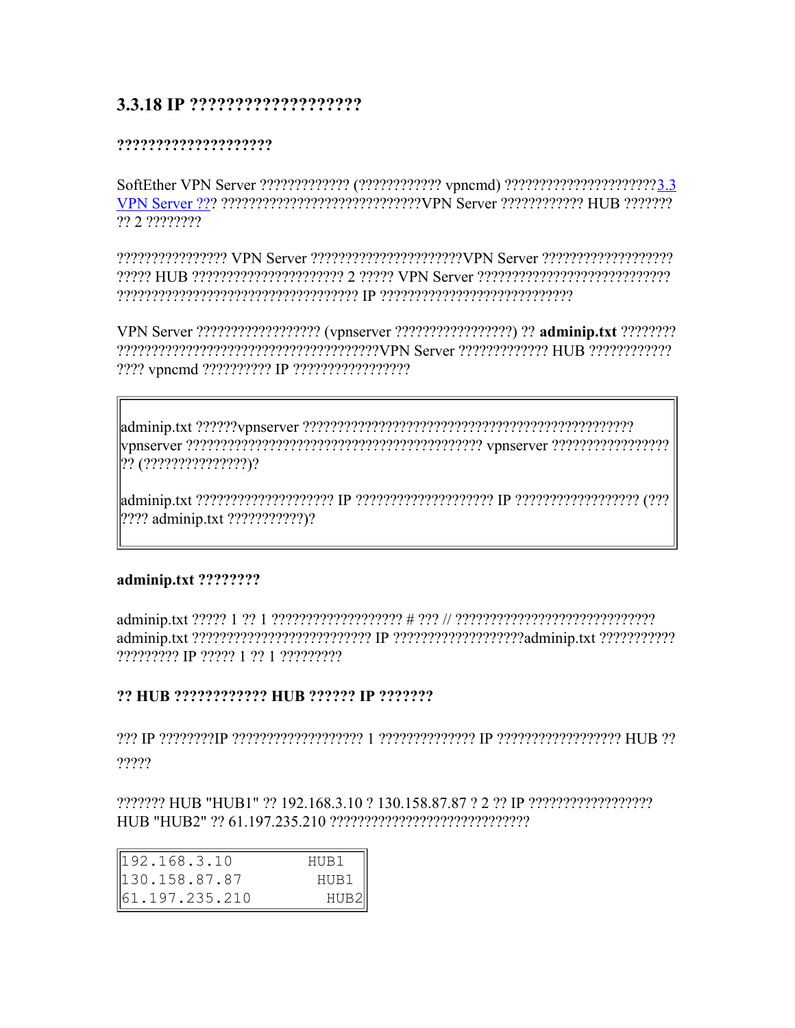## 3.3.18 IP ??????????????????

**???????????????????**

SoftEther VPN Server ????????????? (???????????? vpncmd) ??????????????????????3.3 VPN Server ??? ?????????????????????????????VPN Server ???????????? HUB ??????? ?? 2 ????????

???????????????? VPN Server ??????????????????????VPN Server ??????????????????? ????? HUB ?????????????????????? 2 ????? VPN Server ???????????????????????????? ?????????????????????????????????? IP ????????????????????????????

VPN Server ?????????????????? (vpnserver ?????????????????) ?? **adminip.txt** ???????? ????????????????????????????????????VPN Server ????????????? HUB ??????????? ???? vpncmd ?????????? IP ?????????????????

| |
|---|
| adminip.txt ??????vpnserver ??????????????????????????????????????????????? vpnserver ???????????????????????????????????????????? vpnserver ????????????????? ?? (???????????????)?<br><br>adminip.txt ???????????????????? IP ???????????????????? IP ?????????????????? (??? ???? adminip.txt ???????????)? |

**adminip.txt ????????**

adminip.txt ????? 1 ?? 1 ??????????????????? # ??? // ???????????????????????????? adminip.txt ?????????????????????????? IP ??????????????????adminip.txt ??????????? ????????? IP ????? 1 ?? 1 ?????????

**?? HUB ???????????? HUB ?????? IP ???????**

??? IP ????????IP ??????????????????? 1 ?????????????? IP ?????????????????? HUB ?? ?????

??????? HUB "HUB1" ?? 192.168.3.10 ? 130.158.87.87 ? 2 ?? IP ?????????????????? HUB "HUB2" ?? 61.197.235.210 ????????????????????????????

```
192.168.3.10        HUB1
130.158.87.87       HUB1
61.197.235.210      HUB2
```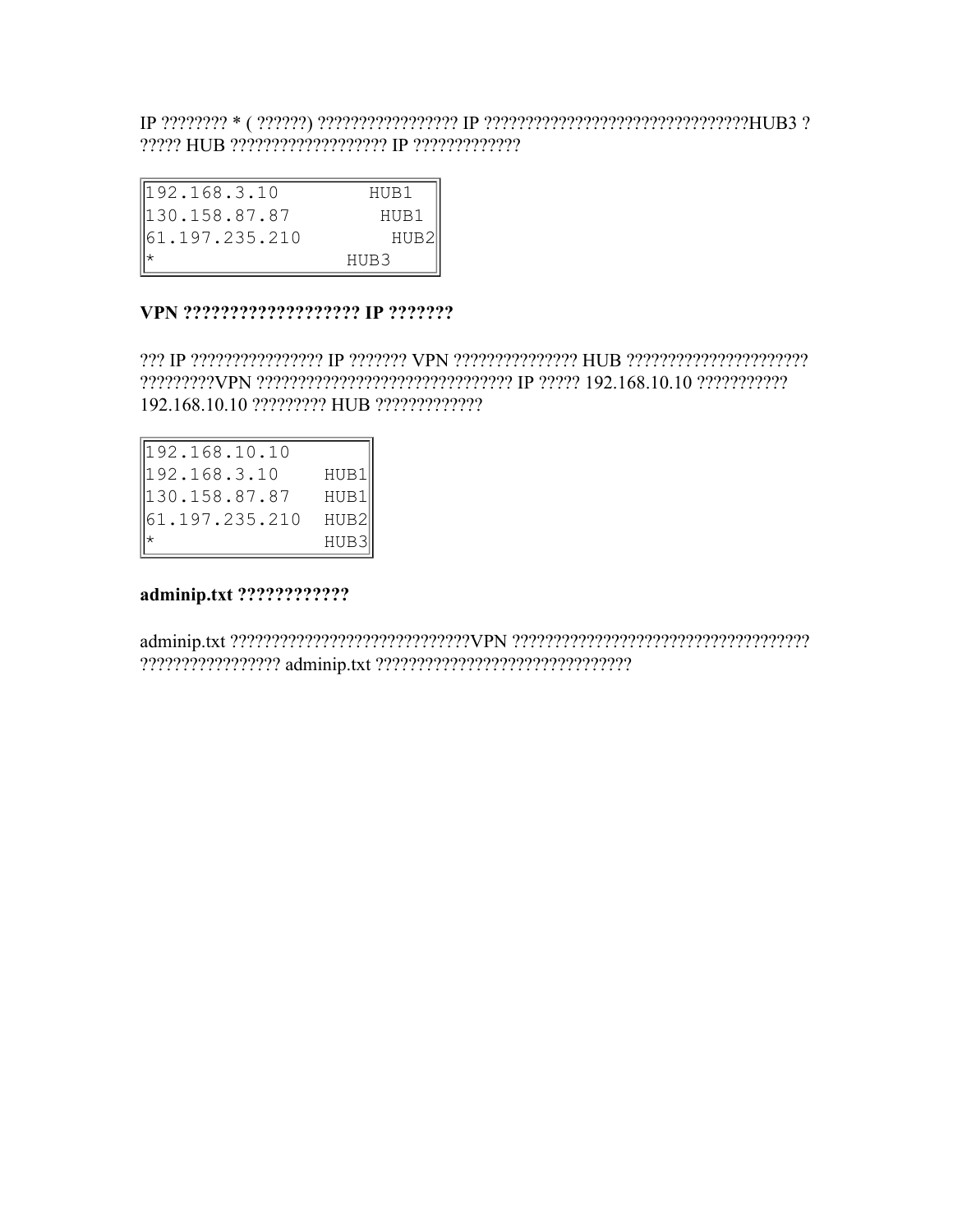IP ???????? * ( ??????) ????????????????? IP ?????????????????????????????????HUB3 ? ????? HUB ??????????????????? IP ?????????????

| | |
|---|---|
| 192.168.3.10 | HUB1 |
| 130.158.87.87 | HUB1 |
| 61.197.235.210 | HUB2 |
| * | HUB3 |

**VPN ??????????????????? IP ???????**

??? IP ???????????????? IP ??????? VPN ??????????????? HUB ?????????????????????? ?????????VPN ?????????????????????????????? IP ????? 192.168.10.10 ??????????? 192.168.10.10 ????????? HUB ?????????????

| | |
|---|---|
| 192.168.10.10 | |
| 192.168.3.10 | HUB1 |
| 130.158.87.87 | HUB1 |
| 61.197.235.210 | HUB2 |
| * | HUB3 |

**adminip.txt ????????????**

adminip.txt ?????????????????????????????VPN ???????????????????????????????????? ???????????????? adminip.txt ??????????????????????????????